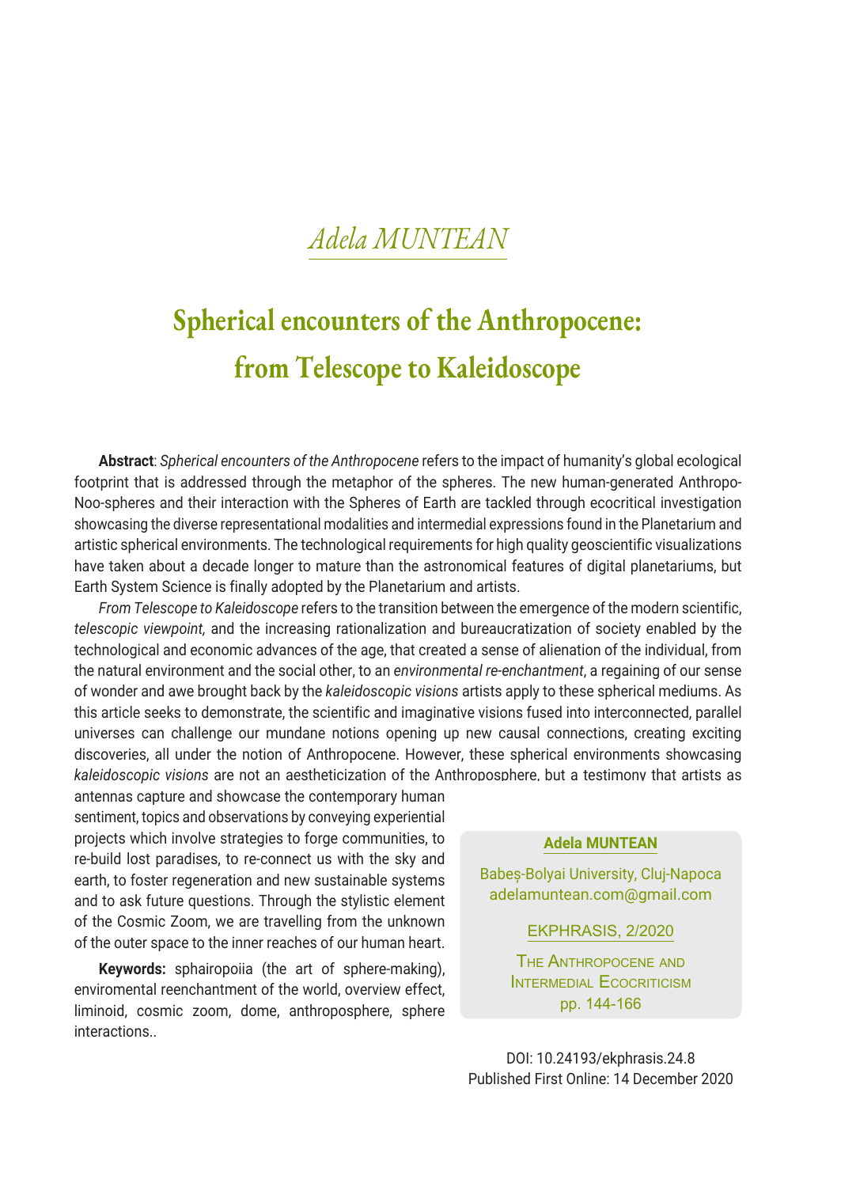*Adela MUNTEAN*

# Spherical encounters of the Anthropocene: from Telescope to Kaleidoscope

**Abstract**: *Spherical encounters of the Anthropocene* refers to the impact of humanity's global ecological footprint that is addressed through the metaphor of the spheres. The new human-generated Anthropo-Noo-spheres and their interaction with the Spheres of Earth are tackled through ecocritical investigation showcasing the diverse representational modalities and intermedial expressions found in the Planetarium and artistic spherical environments. The technological requirements for high quality geoscientific visualizations have taken about a decade longer to mature than the astronomical features of digital planetariums, but Earth System Science is finally adopted by the Planetarium and artists.

*From Telescope to Kaleidoscope* refers to the transition between the emergence of the modern scientific, *telescopic viewpoint,* and the increasing rationalization and bureaucratization of society enabled by the technological and economic advances of the age, that created a sense of alienation of the individual, from the natural environment and the social other, to an *environmental re-enchantment*, a regaining of our sense of wonder and awe brought back by the *kaleidoscopic visions* artists apply to these spherical mediums. As this article seeks to demonstrate, the scientific and imaginative visions fused into interconnected, parallel universes can challenge our mundane notions opening up new causal connections, creating exciting discoveries, all under the notion of Anthropocene. However, these spherical environments showcasing *kaleidoscopic visions* are not an aestheticization of the Anthroposphere, but a testimony that artists as antennas capture and showcase the contemporary human sentiment, topics and observations by conveying experiential projects which involve strategies to forge communities, to re-build lost paradises, to re-connect us with the sky and earth, to foster regeneration and new sustainable systems and to ask future questions. Through the stylistic element of the Cosmic Zoom, we are travelling from the unknown of the outer space to the inner reaches of our human heart.

**Keywords:** sphairopoiia (the art of sphere-making), enviromental reenchantment of the world, overview effect, liminoid, cosmic zoom, dome, anthroposphere, sphere interactions..

**Adela MUNTEAN**

Babeș-Bolyai University, Cluj-Napoca
adelamuntean.com@gmail.com

EKPHRASIS, 2/2020

THE ANTHROPOCENE AND INTERMEDIAL ECOCRITICISM
pp. 144-166

DOI: 10.24193/ekphrasis.24.8
Published First Online: 14 December 2020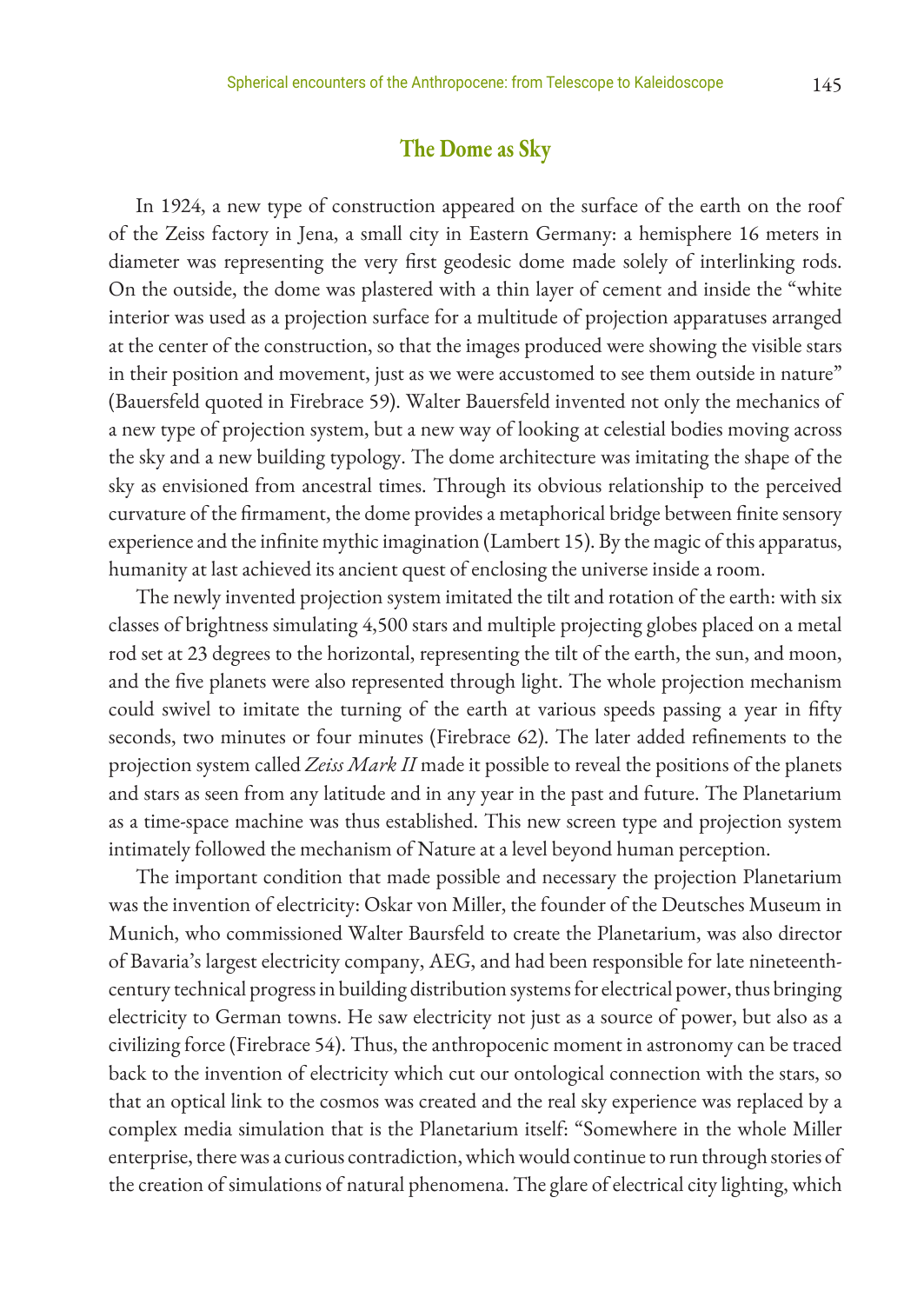## The Dome as Sky

In 1924, a new type of construction appeared on the surface of the earth on the roof of the Zeiss factory in Jena, a small city in Eastern Germany: a hemisphere 16 meters in diameter was representing the very first geodesic dome made solely of interlinking rods. On the outside, the dome was plastered with a thin layer of cement and inside the "white interior was used as a projection surface for a multitude of projection apparatuses arranged at the center of the construction, so that the images produced were showing the visible stars in their position and movement, just as we were accustomed to see them outside in nature" (Bauersfeld quoted in Firebrace 59). Walter Bauersfeld invented not only the mechanics of a new type of projection system, but a new way of looking at celestial bodies moving across the sky and a new building typology. The dome architecture was imitating the shape of the sky as envisioned from ancestral times. Through its obvious relationship to the perceived curvature of the firmament, the dome provides a metaphorical bridge between finite sensory experience and the infinite mythic imagination (Lambert 15). By the magic of this apparatus, humanity at last achieved its ancient quest of enclosing the universe inside a room.

The newly invented projection system imitated the tilt and rotation of the earth: with six classes of brightness simulating 4,500 stars and multiple projecting globes placed on a metal rod set at 23 degrees to the horizontal, representing the tilt of the earth, the sun, and moon, and the five planets were also represented through light. The whole projection mechanism could swivel to imitate the turning of the earth at various speeds passing a year in fifty seconds, two minutes or four minutes (Firebrace 62). The later added refinements to the projection system called *Zeiss Mark II* made it possible to reveal the positions of the planets and stars as seen from any latitude and in any year in the past and future. The Planetarium as a time-space machine was thus established. This new screen type and projection system intimately followed the mechanism of Nature at a level beyond human perception.

The important condition that made possible and necessary the projection Planetarium was the invention of electricity: Oskar von Miller, the founder of the Deutsches Museum in Munich, who commissioned Walter Baursfeld to create the Planetarium, was also director of Bavaria's largest electricity company, AEG, and had been responsible for late nineteenth-century technical progress in building distribution systems for electrical power, thus bringing electricity to German towns. He saw electricity not just as a source of power, but also as a civilizing force (Firebrace 54). Thus, the anthropocenic moment in astronomy can be traced back to the invention of electricity which cut our ontological connection with the stars, so that an optical link to the cosmos was created and the real sky experience was replaced by a complex media simulation that is the Planetarium itself: "Somewhere in the whole Miller enterprise, there was a curious contradiction, which would continue to run through stories of the creation of simulations of natural phenomena. The glare of electrical city lighting, which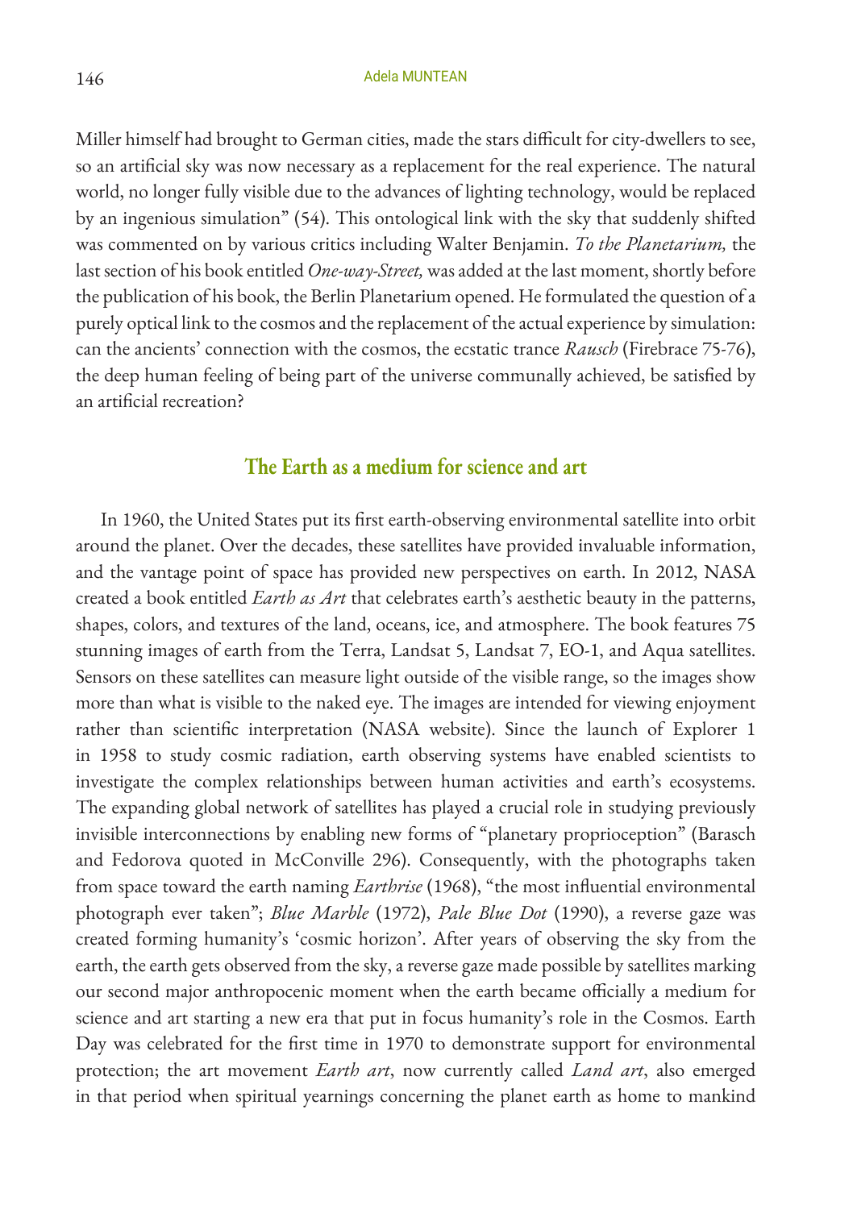Miller himself had brought to German cities, made the stars difficult for city-dwellers to see, so an artificial sky was now necessary as a replacement for the real experience. The natural world, no longer fully visible due to the advances of lighting technology, would be replaced by an ingenious simulation" (54). This ontological link with the sky that suddenly shifted was commented on by various critics including Walter Benjamin. *To the Planetarium,* the last section of his book entitled *One-way-Street,* was added at the last moment, shortly before the publication of his book, the Berlin Planetarium opened. He formulated the question of a purely optical link to the cosmos and the replacement of the actual experience by simulation: can the ancients' connection with the cosmos, the ecstatic trance *Rausch* (Firebrace 75-76), the deep human feeling of being part of the universe communally achieved, be satisfied by an artificial recreation?

## The Earth as a medium for science and art

In 1960, the United States put its first earth-observing environmental satellite into orbit around the planet. Over the decades, these satellites have provided invaluable information, and the vantage point of space has provided new perspectives on earth. In 2012, NASA created a book entitled *Earth as Art* that celebrates earth's aesthetic beauty in the patterns, shapes, colors, and textures of the land, oceans, ice, and atmosphere. The book features 75 stunning images of earth from the Terra, Landsat 5, Landsat 7, EO-1, and Aqua satellites. Sensors on these satellites can measure light outside of the visible range, so the images show more than what is visible to the naked eye. The images are intended for viewing enjoyment rather than scientific interpretation (NASA website). Since the launch of Explorer 1 in 1958 to study cosmic radiation, earth observing systems have enabled scientists to investigate the complex relationships between human activities and earth's ecosystems. The expanding global network of satellites has played a crucial role in studying previously invisible interconnections by enabling new forms of "planetary proprioception" (Barasch and Fedorova quoted in McConville 296). Consequently, with the photographs taken from space toward the earth naming *Earthrise* (1968), "the most influential environmental photograph ever taken"; *Blue Marble* (1972), *Pale Blue Dot* (1990), a reverse gaze was created forming humanity's 'cosmic horizon'. After years of observing the sky from the earth, the earth gets observed from the sky, a reverse gaze made possible by satellites marking our second major anthropocenic moment when the earth became officially a medium for science and art starting a new era that put in focus humanity's role in the Cosmos. Earth Day was celebrated for the first time in 1970 to demonstrate support for environmental protection; the art movement *Earth art*, now currently called *Land art*, also emerged in that period when spiritual yearnings concerning the planet earth as home to mankind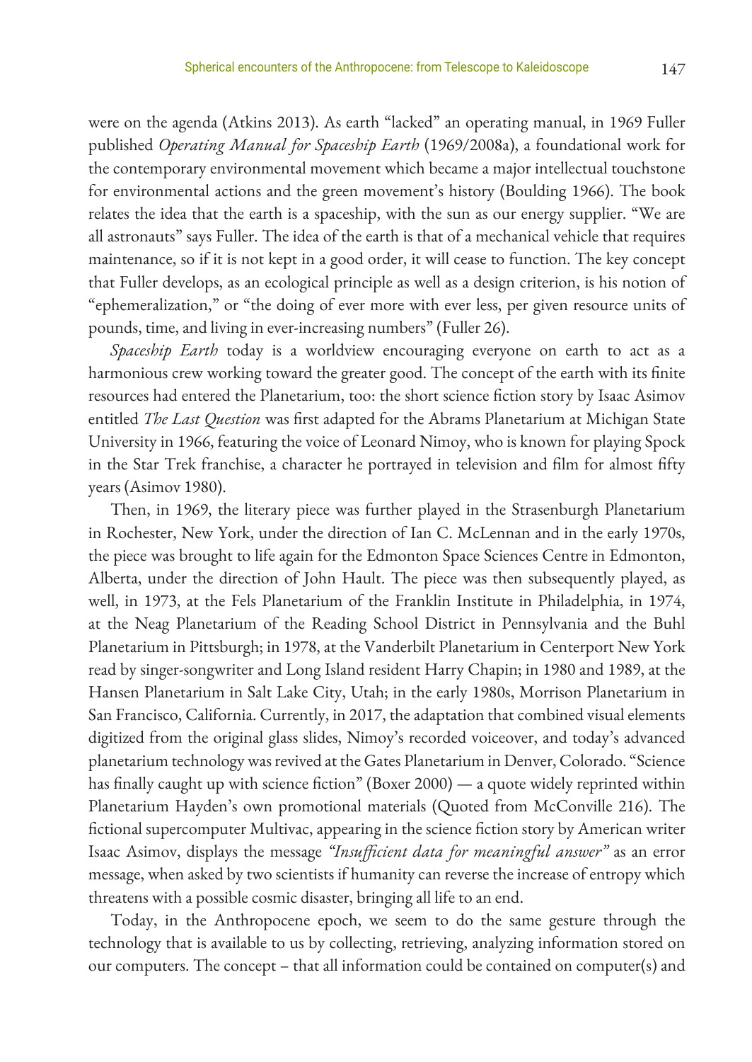were on the agenda (Atkins 2013). As earth "lacked" an operating manual, in 1969 Fuller published *Operating Manual for Spaceship Earth* (1969/2008a), a foundational work for the contemporary environmental movement which became a major intellectual touchstone for environmental actions and the green movement's history (Boulding 1966). The book relates the idea that the earth is a spaceship, with the sun as our energy supplier. "We are all astronauts" says Fuller. The idea of the earth is that of a mechanical vehicle that requires maintenance, so if it is not kept in a good order, it will cease to function. The key concept that Fuller develops, as an ecological principle as well as a design criterion, is his notion of "ephemeralization," or "the doing of ever more with ever less, per given resource units of pounds, time, and living in ever-increasing numbers" (Fuller 26).

*Spaceship Earth* today is a worldview encouraging everyone on earth to act as a harmonious crew working toward the greater good. The concept of the earth with its finite resources had entered the Planetarium, too: the short science fiction story by Isaac Asimov entitled *The Last Question* was first adapted for the Abrams Planetarium at Michigan State University in 1966, featuring the voice of Leonard Nimoy, who is known for playing Spock in the Star Trek franchise, a character he portrayed in television and film for almost fifty years (Asimov 1980).

Then, in 1969, the literary piece was further played in the Strasenburgh Planetarium in Rochester, New York, under the direction of Ian C. McLennan and in the early 1970s, the piece was brought to life again for the Edmonton Space Sciences Centre in Edmonton, Alberta, under the direction of John Hault. The piece was then subsequently played, as well, in 1973, at the Fels Planetarium of the Franklin Institute in Philadelphia, in 1974, at the Neag Planetarium of the Reading School District in Pennsylvania and the Buhl Planetarium in Pittsburgh; in 1978, at the Vanderbilt Planetarium in Centerport New York read by singer-songwriter and Long Island resident Harry Chapin; in 1980 and 1989, at the Hansen Planetarium in Salt Lake City, Utah; in the early 1980s, Morrison Planetarium in San Francisco, California. Currently, in 2017, the adaptation that combined visual elements digitized from the original glass slides, Nimoy's recorded voiceover, and today's advanced planetarium technology was revived at the Gates Planetarium in Denver, Colorado. "Science has finally caught up with science fiction" (Boxer 2000) — a quote widely reprinted within Planetarium Hayden's own promotional materials (Quoted from McConville 216). The fictional supercomputer Multivac, appearing in the science fiction story by American writer Isaac Asimov, displays the message *"Insufficient data for meaningful answer"* as an error message, when asked by two scientists if humanity can reverse the increase of entropy which threatens with a possible cosmic disaster, bringing all life to an end.

Today, in the Anthropocene epoch, we seem to do the same gesture through the technology that is available to us by collecting, retrieving, analyzing information stored on our computers. The concept – that all information could be contained on computer(s) and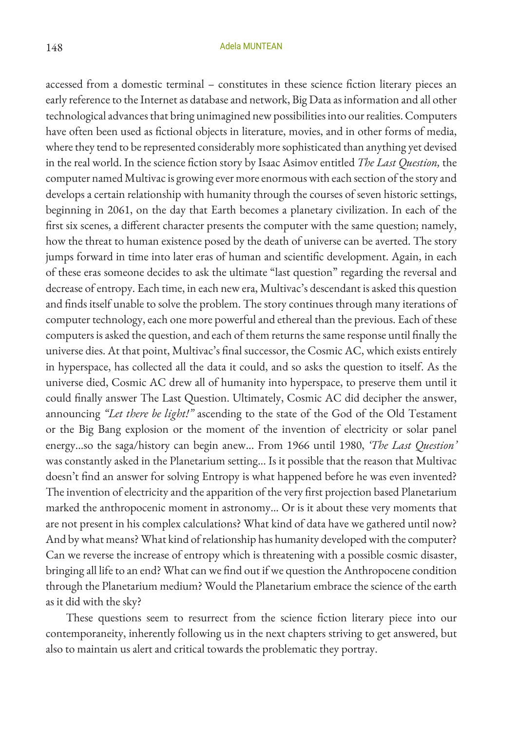accessed from a domestic terminal – constitutes in these science fiction literary pieces an early reference to the Internet as database and network, Big Data as information and all other technological advances that bring unimagined new possibilities into our realities. Computers have often been used as fictional objects in literature, movies, and in other forms of media, where they tend to be represented considerably more sophisticated than anything yet devised in the real world. In the science fiction story by Isaac Asimov entitled *The Last Question,* the computer named Multivac is growing ever more enormous with each section of the story and develops a certain relationship with humanity through the courses of seven historic settings, beginning in 2061, on the day that Earth becomes a planetary civilization. In each of the first six scenes, a different character presents the computer with the same question; namely, how the threat to human existence posed by the death of universe can be averted. The story jumps forward in time into later eras of human and scientific development. Again, in each of these eras someone decides to ask the ultimate "last question" regarding the reversal and decrease of entropy. Each time, in each new era, Multivac's descendant is asked this question and finds itself unable to solve the problem. The story continues through many iterations of computer technology, each one more powerful and ethereal than the previous. Each of these computers is asked the question, and each of them returns the same response until finally the universe dies. At that point, Multivac's final successor, the Cosmic AC, which exists entirely in hyperspace, has collected all the data it could, and so asks the question to itself. As the universe died, Cosmic AC drew all of humanity into hyperspace, to preserve them until it could finally answer The Last Question. Ultimately, Cosmic AC did decipher the answer, announcing *"Let there be light!"* ascending to the state of the God of the Old Testament or the Big Bang explosion or the moment of the invention of electricity or solar panel energy...so the saga/history can begin anew... From 1966 until 1980, *'The Last Question'* was constantly asked in the Planetarium setting... Is it possible that the reason that Multivac doesn't find an answer for solving Entropy is what happened before he was even invented? The invention of electricity and the apparition of the very first projection based Planetarium marked the anthropocenic moment in astronomy... Or is it about these very moments that are not present in his complex calculations? What kind of data have we gathered until now? And by what means? What kind of relationship has humanity developed with the computer? Can we reverse the increase of entropy which is threatening with a possible cosmic disaster, bringing all life to an end? What can we find out if we question the Anthropocene condition through the Planetarium medium? Would the Planetarium embrace the science of the earth as it did with the sky?

These questions seem to resurrect from the science fiction literary piece into our contemporaneity, inherently following us in the next chapters striving to get answered, but also to maintain us alert and critical towards the problematic they portray.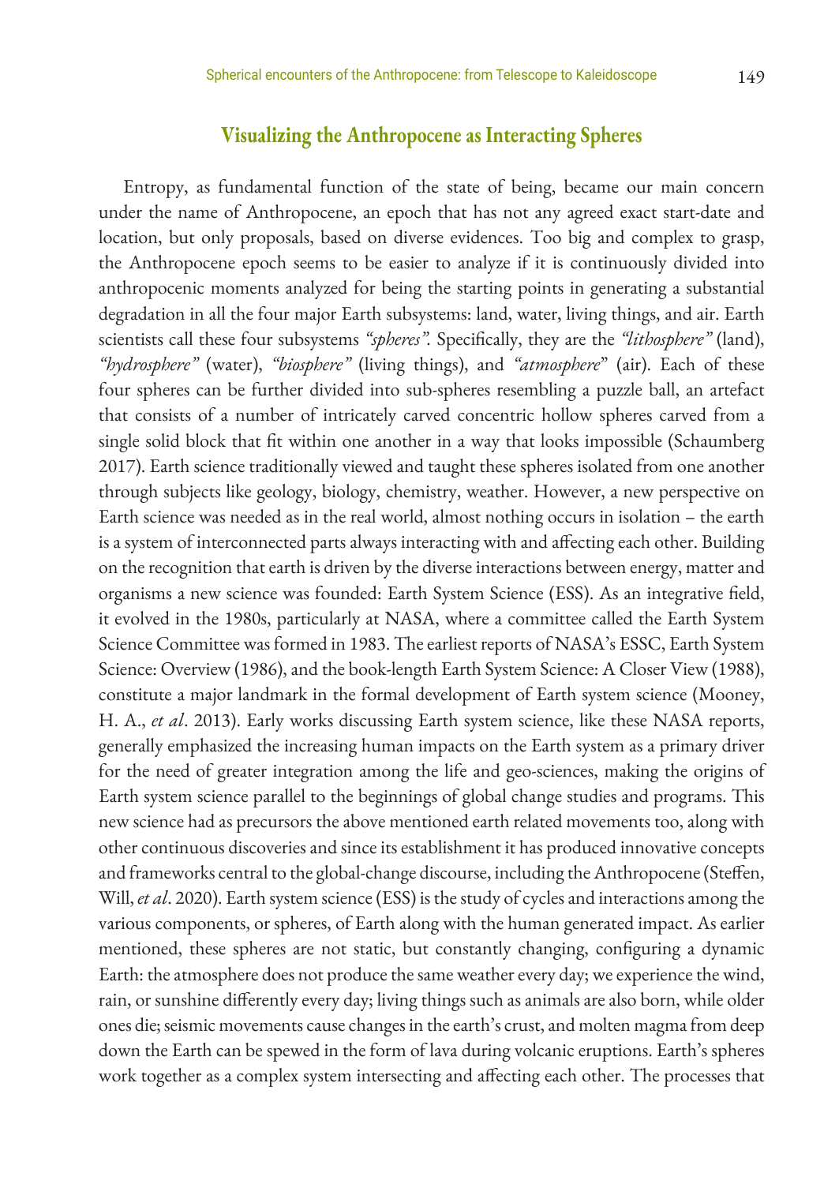## Visualizing the Anthropocene as Interacting Spheres

Entropy, as fundamental function of the state of being, became our main concern under the name of Anthropocene, an epoch that has not any agreed exact start-date and location, but only proposals, based on diverse evidences. Too big and complex to grasp, the Anthropocene epoch seems to be easier to analyze if it is continuously divided into anthropocenic moments analyzed for being the starting points in generating a substantial degradation in all the four major Earth subsystems: land, water, living things, and air. Earth scientists call these four subsystems *"spheres"*. Specifically, they are the *"lithosphere"* (land), *"hydrosphere"* (water), *"biosphere"* (living things), and *"atmosphere*" (air). Each of these four spheres can be further divided into sub-spheres resembling a puzzle ball, an artefact that consists of a number of intricately carved concentric hollow spheres carved from a single solid block that fit within one another in a way that looks impossible (Schaumberg 2017). Earth science traditionally viewed and taught these spheres isolated from one another through subjects like geology, biology, chemistry, weather. However, a new perspective on Earth science was needed as in the real world, almost nothing occurs in isolation – the earth is a system of interconnected parts always interacting with and affecting each other. Building on the recognition that earth is driven by the diverse interactions between energy, matter and organisms a new science was founded: Earth System Science (ESS). As an integrative field, it evolved in the 1980s, particularly at NASA, where a committee called the Earth System Science Committee was formed in 1983. The earliest reports of NASA's ESSC, Earth System Science: Overview (1986), and the book-length Earth System Science: A Closer View (1988), constitute a major landmark in the formal development of Earth system science (Mooney, H. A., *et al*. 2013). Early works discussing Earth system science, like these NASA reports, generally emphasized the increasing human impacts on the Earth system as a primary driver for the need of greater integration among the life and geo-sciences, making the origins of Earth system science parallel to the beginnings of global change studies and programs. This new science had as precursors the above mentioned earth related movements too, along with other continuous discoveries and since its establishment it has produced innovative concepts and frameworks central to the global-change discourse, including the Anthropocene (Steffen, Will, *et al*. 2020). Earth system science (ESS) is the study of cycles and interactions among the various components, or spheres, of Earth along with the human generated impact. As earlier mentioned, these spheres are not static, but constantly changing, configuring a dynamic Earth: the atmosphere does not produce the same weather every day; we experience the wind, rain, or sunshine differently every day; living things such as animals are also born, while older ones die; seismic movements cause changes in the earth's crust, and molten magma from deep down the Earth can be spewed in the form of lava during volcanic eruptions. Earth's spheres work together as a complex system intersecting and affecting each other. The processes that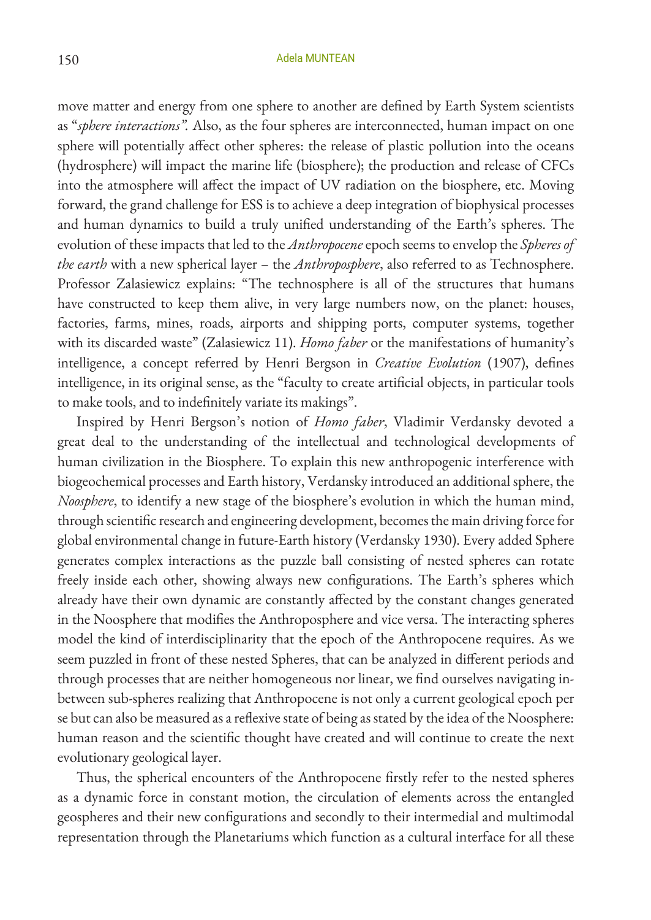move matter and energy from one sphere to another are defined by Earth System scientists as "*sphere interactions"*. Also, as the four spheres are interconnected, human impact on one sphere will potentially affect other spheres: the release of plastic pollution into the oceans (hydrosphere) will impact the marine life (biosphere); the production and release of CFCs into the atmosphere will affect the impact of UV radiation on the biosphere, etc. Moving forward, the grand challenge for ESS is to achieve a deep integration of biophysical processes and human dynamics to build a truly unified understanding of the Earth's spheres. The evolution of these impacts that led to the *Anthropocene* epoch seems to envelop the *Spheres of the earth* with a new spherical layer – the *Anthroposphere*, also referred to as Technosphere. Professor Zalasiewicz explains: "The technosphere is all of the structures that humans have constructed to keep them alive, in very large numbers now, on the planet: houses, factories, farms, mines, roads, airports and shipping ports, computer systems, together with its discarded waste" (Zalasiewicz 11). *Homo faber* or the manifestations of humanity's intelligence, a concept referred by Henri Bergson in *Creative Evolution* (1907), defines intelligence, in its original sense, as the "faculty to create artificial objects, in particular tools to make tools, and to indefinitely variate its makings".

Inspired by Henri Bergson's notion of *Homo faber*, Vladimir Verdansky devoted a great deal to the understanding of the intellectual and technological developments of human civilization in the Biosphere. To explain this new anthropogenic interference with biogeochemical processes and Earth history, Verdansky introduced an additional sphere, the *Noosphere*, to identify a new stage of the biosphere's evolution in which the human mind, through scientific research and engineering development, becomes the main driving force for global environmental change in future-Earth history (Verdansky 1930). Every added Sphere generates complex interactions as the puzzle ball consisting of nested spheres can rotate freely inside each other, showing always new configurations. The Earth's spheres which already have their own dynamic are constantly affected by the constant changes generated in the Noosphere that modifies the Anthroposphere and vice versa. The interacting spheres model the kind of interdisciplinarity that the epoch of the Anthropocene requires. As we seem puzzled in front of these nested Spheres, that can be analyzed in different periods and through processes that are neither homogeneous nor linear, we find ourselves navigating in-between sub-spheres realizing that Anthropocene is not only a current geological epoch per se but can also be measured as a reflexive state of being as stated by the idea of the Noosphere: human reason and the scientific thought have created and will continue to create the next evolutionary geological layer.

Thus, the spherical encounters of the Anthropocene firstly refer to the nested spheres as a dynamic force in constant motion, the circulation of elements across the entangled geospheres and their new configurations and secondly to their intermedial and multimodal representation through the Planetariums which function as a cultural interface for all these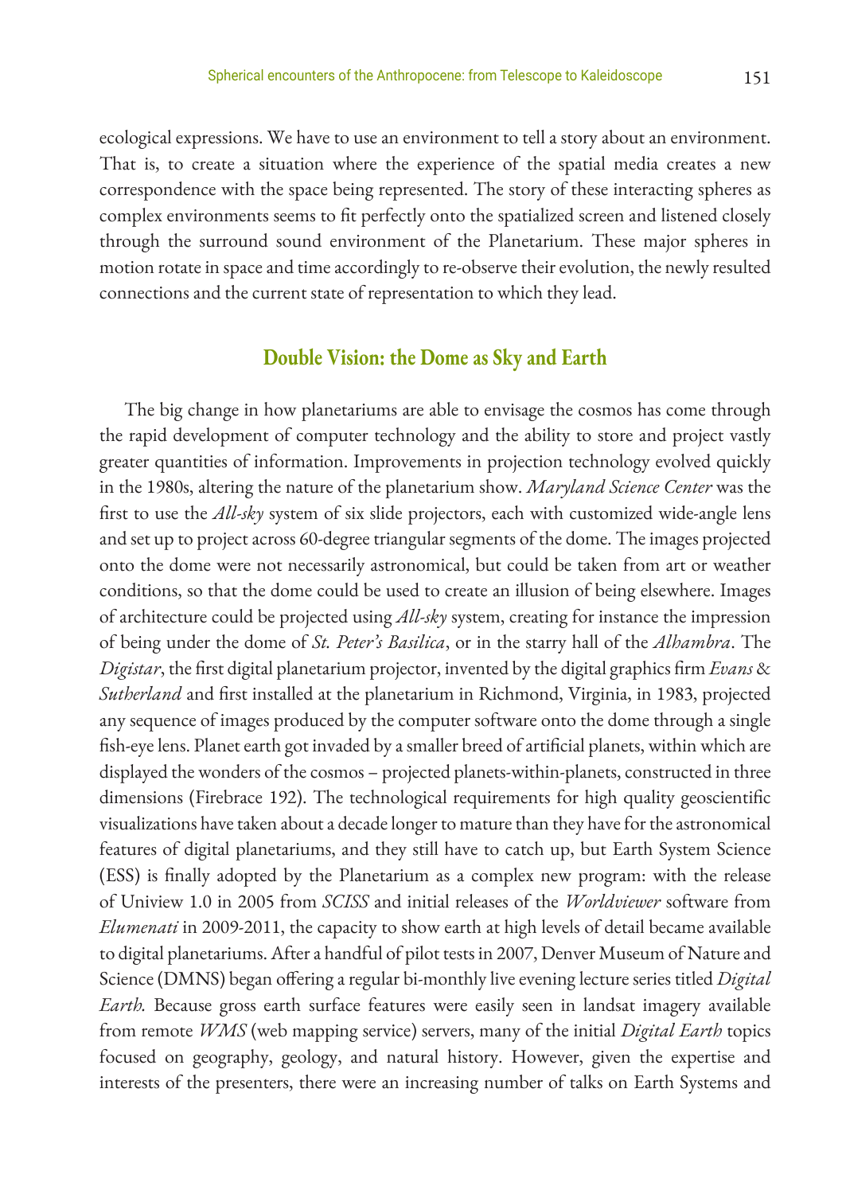ecological expressions. We have to use an environment to tell a story about an environment. That is, to create a situation where the experience of the spatial media creates a new correspondence with the space being represented. The story of these interacting spheres as complex environments seems to fit perfectly onto the spatialized screen and listened closely through the surround sound environment of the Planetarium. These major spheres in motion rotate in space and time accordingly to re-observe their evolution, the newly resulted connections and the current state of representation to which they lead.

## Double Vision: the Dome as Sky and Earth

The big change in how planetariums are able to envisage the cosmos has come through the rapid development of computer technology and the ability to store and project vastly greater quantities of information. Improvements in projection technology evolved quickly in the 1980s, altering the nature of the planetarium show. *Maryland Science Center* was the first to use the *All-sky* system of six slide projectors, each with customized wide-angle lens and set up to project across 60-degree triangular segments of the dome. The images projected onto the dome were not necessarily astronomical, but could be taken from art or weather conditions, so that the dome could be used to create an illusion of being elsewhere. Images of architecture could be projected using *All-sky* system, creating for instance the impression of being under the dome of *St. Peter's Basilica*, or in the starry hall of the *Alhambra*. The *Digistar*, the first digital planetarium projector, invented by the digital graphics firm *Evans & Sutherland* and first installed at the planetarium in Richmond, Virginia, in 1983, projected any sequence of images produced by the computer software onto the dome through a single fish-eye lens. Planet earth got invaded by a smaller breed of artificial planets, within which are displayed the wonders of the cosmos – projected planets-within-planets, constructed in three dimensions (Firebrace 192). The technological requirements for high quality geoscientific visualizations have taken about a decade longer to mature than they have for the astronomical features of digital planetariums, and they still have to catch up, but Earth System Science (ESS) is finally adopted by the Planetarium as a complex new program: with the release of Uniview 1.0 in 2005 from *SCISS* and initial releases of the *Worldviewer* software from *Elumenati* in 2009-2011, the capacity to show earth at high levels of detail became available to digital planetariums. After a handful of pilot tests in 2007, Denver Museum of Nature and Science (DMNS) began offering a regular bi-monthly live evening lecture series titled *Digital Earth.* Because gross earth surface features were easily seen in landsat imagery available from remote *WMS* (web mapping service) servers, many of the initial *Digital Earth* topics focused on geography, geology, and natural history. However, given the expertise and interests of the presenters, there were an increasing number of talks on Earth Systems and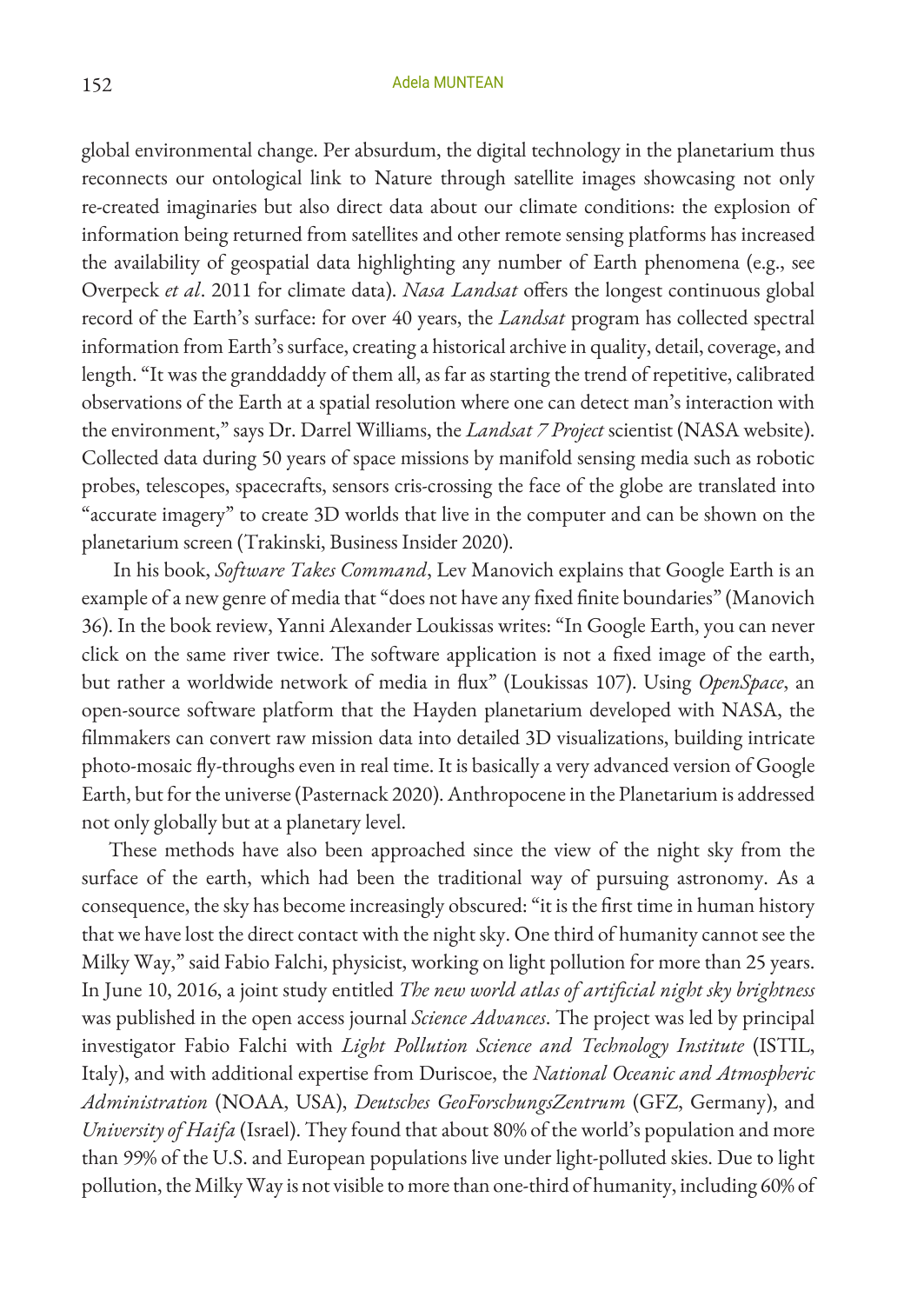global environmental change. Per absurdum, the digital technology in the planetarium thus reconnects our ontological link to Nature through satellite images showcasing not only re-created imaginaries but also direct data about our climate conditions: the explosion of information being returned from satellites and other remote sensing platforms has increased the availability of geospatial data highlighting any number of Earth phenomena (e.g., see Overpeck *et al*. 2011 for climate data). *Nasa Landsat* offers the longest continuous global record of the Earth's surface: for over 40 years, the *Landsat* program has collected spectral information from Earth's surface, creating a historical archive in quality, detail, coverage, and length. "It was the granddaddy of them all, as far as starting the trend of repetitive, calibrated observations of the Earth at a spatial resolution where one can detect man's interaction with the environment," says Dr. Darrel Williams, the *Landsat 7 Project* scientist (NASA website). Collected data during 50 years of space missions by manifold sensing media such as robotic probes, telescopes, spacecrafts, sensors cris-crossing the face of the globe are translated into "accurate imagery" to create 3D worlds that live in the computer and can be shown on the planetarium screen (Trakinski, Business Insider 2020).

In his book, *Software Takes Command*, Lev Manovich explains that Google Earth is an example of a new genre of media that "does not have any fixed finite boundaries" (Manovich 36). In the book review, Yanni Alexander Loukissas writes: "In Google Earth, you can never click on the same river twice. The software application is not a fixed image of the earth, but rather a worldwide network of media in flux" (Loukissas 107). Using *OpenSpace*, an open-source software platform that the Hayden planetarium developed with NASA, the filmmakers can convert raw mission data into detailed 3D visualizations, building intricate photo-mosaic fly-throughs even in real time. It is basically a very advanced version of Google Earth, but for the universe (Pasternack 2020). Anthropocene in the Planetarium is addressed not only globally but at a planetary level.

These methods have also been approached since the view of the night sky from the surface of the earth, which had been the traditional way of pursuing astronomy. As a consequence, the sky has become increasingly obscured: "it is the first time in human history that we have lost the direct contact with the night sky. One third of humanity cannot see the Milky Way," said Fabio Falchi, physicist, working on light pollution for more than 25 years. In June 10, 2016, a joint study entitled *The new world atlas of artificial night sky brightness* was published in the open access journal *Science Advances*. The project was led by principal investigator Fabio Falchi with *Light Pollution Science and Technology Institute* (ISTIL, Italy), and with additional expertise from Duriscoe, the *National Oceanic and Atmospheric Administration* (NOAA, USA), *Deutsches GeoForschungsZentrum* (GFZ, Germany), and *University of Haifa* (Israel). They found that about 80% of the world's population and more than 99% of the U.S. and European populations live under light-polluted skies. Due to light pollution, the Milky Way is not visible to more than one-third of humanity, including 60% of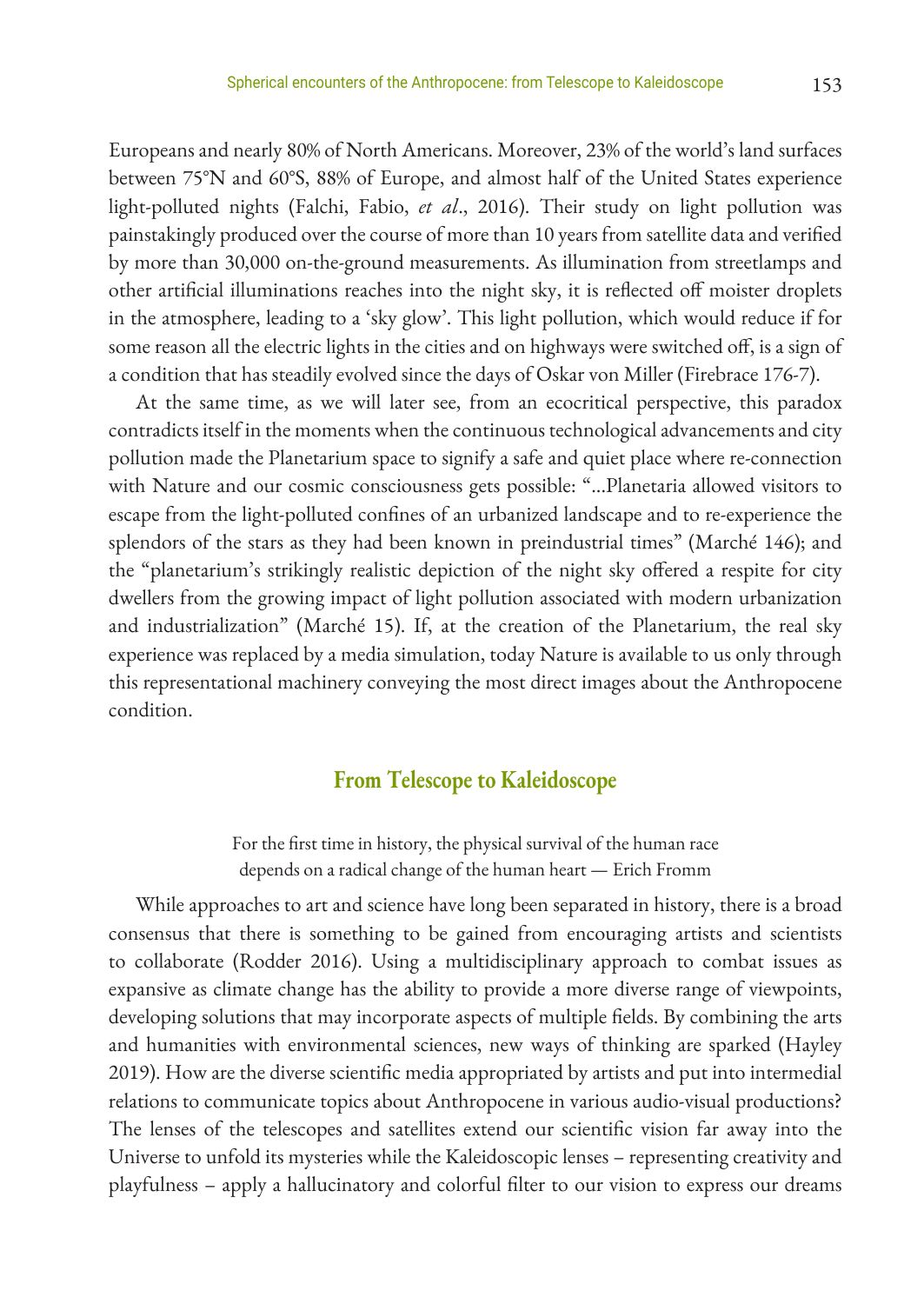Europeans and nearly 80% of North Americans. Moreover, 23% of the world's land surfaces between 75°N and 60°S, 88% of Europe, and almost half of the United States experience light-polluted nights (Falchi, Fabio, *et al*., 2016). Their study on light pollution was painstakingly produced over the course of more than 10 years from satellite data and verified by more than 30,000 on-the-ground measurements. As illumination from streetlamps and other artificial illuminations reaches into the night sky, it is reflected off moister droplets in the atmosphere, leading to a 'sky glow'. This light pollution, which would reduce if for some reason all the electric lights in the cities and on highways were switched off, is a sign of a condition that has steadily evolved since the days of Oskar von Miller (Firebrace 176-7).

At the same time, as we will later see, from an ecocritical perspective, this paradox contradicts itself in the moments when the continuous technological advancements and city pollution made the Planetarium space to signify a safe and quiet place where re-connection with Nature and our cosmic consciousness gets possible: "...Planetaria allowed visitors to escape from the light-polluted confines of an urbanized landscape and to re-experience the splendors of the stars as they had been known in preindustrial times" (Marché 146); and the "planetarium's strikingly realistic depiction of the night sky offered a respite for city dwellers from the growing impact of light pollution associated with modern urbanization and industrialization" (Marché 15). If, at the creation of the Planetarium, the real sky experience was replaced by a media simulation, today Nature is available to us only through this representational machinery conveying the most direct images about the Anthropocene condition.

## From Telescope to Kaleidoscope

> For the first time in history, the physical survival of the human race depends on a radical change of the human heart — Erich Fromm

While approaches to art and science have long been separated in history, there is a broad consensus that there is something to be gained from encouraging artists and scientists to collaborate (Rodder 2016). Using a multidisciplinary approach to combat issues as expansive as climate change has the ability to provide a more diverse range of viewpoints, developing solutions that may incorporate aspects of multiple fields. By combining the arts and humanities with environmental sciences, new ways of thinking are sparked (Hayley 2019). How are the diverse scientific media appropriated by artists and put into intermedial relations to communicate topics about Anthropocene in various audio-visual productions? The lenses of the telescopes and satellites extend our scientific vision far away into the Universe to unfold its mysteries while the Kaleidoscopic lenses – representing creativity and playfulness – apply a hallucinatory and colorful filter to our vision to express our dreams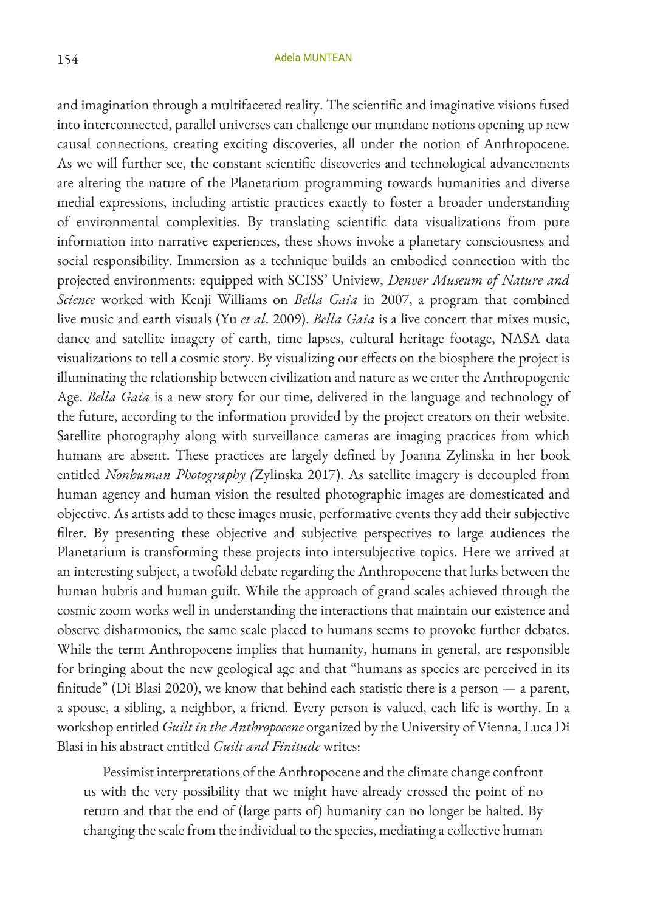and imagination through a multifaceted reality. The scientific and imaginative visions fused into interconnected, parallel universes can challenge our mundane notions opening up new causal connections, creating exciting discoveries, all under the notion of Anthropocene. As we will further see, the constant scientific discoveries and technological advancements are altering the nature of the Planetarium programming towards humanities and diverse medial expressions, including artistic practices exactly to foster a broader understanding of environmental complexities. By translating scientific data visualizations from pure information into narrative experiences, these shows invoke a planetary consciousness and social responsibility. Immersion as a technique builds an embodied connection with the projected environments: equipped with SCISS' Uniview, *Denver Museum of Nature and Science* worked with Kenji Williams on *Bella Gaia* in 2007, a program that combined live music and earth visuals (Yu *et al*. 2009). *Bella Gaia* is a live concert that mixes music, dance and satellite imagery of earth, time lapses, cultural heritage footage, NASA data visualizations to tell a cosmic story. By visualizing our effects on the biosphere the project is illuminating the relationship between civilization and nature as we enter the Anthropogenic Age. *Bella Gaia* is a new story for our time, delivered in the language and technology of the future, according to the information provided by the project creators on their website. Satellite photography along with surveillance cameras are imaging practices from which humans are absent. These practices are largely defined by Joanna Zylinska in her book entitled *Nonhuman Photography (*Zylinska 2017). As satellite imagery is decoupled from human agency and human vision the resulted photographic images are domesticated and objective. As artists add to these images music, performative events they add their subjective filter. By presenting these objective and subjective perspectives to large audiences the Planetarium is transforming these projects into intersubjective topics. Here we arrived at an interesting subject, a twofold debate regarding the Anthropocene that lurks between the human hubris and human guilt. While the approach of grand scales achieved through the cosmic zoom works well in understanding the interactions that maintain our existence and observe disharmonies, the same scale placed to humans seems to provoke further debates. While the term Anthropocene implies that humanity, humans in general, are responsible for bringing about the new geological age and that "humans as species are perceived in its finitude" (Di Blasi 2020), we know that behind each statistic there is a person — a parent, a spouse, a sibling, a neighbor, a friend. Every person is valued, each life is worthy. In a workshop entitled *Guilt in the Anthropocene* organized by the University of Vienna, Luca Di Blasi in his abstract entitled *Guilt and Finitude* writes:

> Pessimist interpretations of the Anthropocene and the climate change confront us with the very possibility that we might have already crossed the point of no return and that the end of (large parts of) humanity can no longer be halted. By changing the scale from the individual to the species, mediating a collective human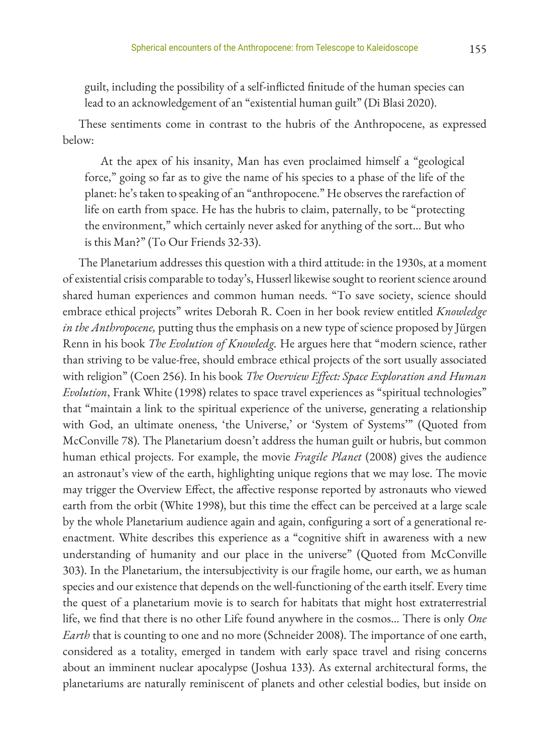guilt, including the possibility of a self-inflicted finitude of the human species can lead to an acknowledgement of an "existential human guilt" (Di Blasi 2020).

These sentiments come in contrast to the hubris of the Anthropocene, as expressed below:

> At the apex of his insanity, Man has even proclaimed himself a "geological force," going so far as to give the name of his species to a phase of the life of the planet: he's taken to speaking of an "anthropocene." He observes the rarefaction of life on earth from space. He has the hubris to claim, paternally, to be "protecting the environment," which certainly never asked for anything of the sort... But who is this Man?" (To Our Friends 32-33).

The Planetarium addresses this question with a third attitude: in the 1930s, at a moment of existential crisis comparable to today's, Husserl likewise sought to reorient science around shared human experiences and common human needs. "To save society, science should embrace ethical projects" writes Deborah R. Coen in her book review entitled *Knowledge in the Anthropocene,* putting thus the emphasis on a new type of science proposed by Jürgen Renn in his book *The Evolution of Knowledg.* He argues here that "modern science, rather than striving to be value-free, should embrace ethical projects of the sort usually associated with religion" (Coen 256). In his book *The Overview Effect: Space Exploration and Human Evolution*, Frank White (1998) relates to space travel experiences as "spiritual technologies" that "maintain a link to the spiritual experience of the universe, generating a relationship with God, an ultimate oneness, 'the Universe,' or 'System of Systems'" (Quoted from McConville 78). The Planetarium doesn't address the human guilt or hubris, but common human ethical projects. For example, the movie *Fragile Planet* (2008) gives the audience an astronaut's view of the earth, highlighting unique regions that we may lose. The movie may trigger the Overview Effect, the affective response reported by astronauts who viewed earth from the orbit (White 1998), but this time the effect can be perceived at a large scale by the whole Planetarium audience again and again, configuring a sort of a generational re-enactment. White describes this experience as a "cognitive shift in awareness with a new understanding of humanity and our place in the universe" (Quoted from McConville 303). In the Planetarium, the intersubjectivity is our fragile home, our earth, we as human species and our existence that depends on the well-functioning of the earth itself. Every time the quest of a planetarium movie is to search for habitats that might host extraterrestrial life, we find that there is no other Life found anywhere in the cosmos... There is only *One Earth* that is counting to one and no more (Schneider 2008). The importance of one earth, considered as a totality, emerged in tandem with early space travel and rising concerns about an imminent nuclear apocalypse (Joshua 133). As external architectural forms, the planetariums are naturally reminiscent of planets and other celestial bodies, but inside on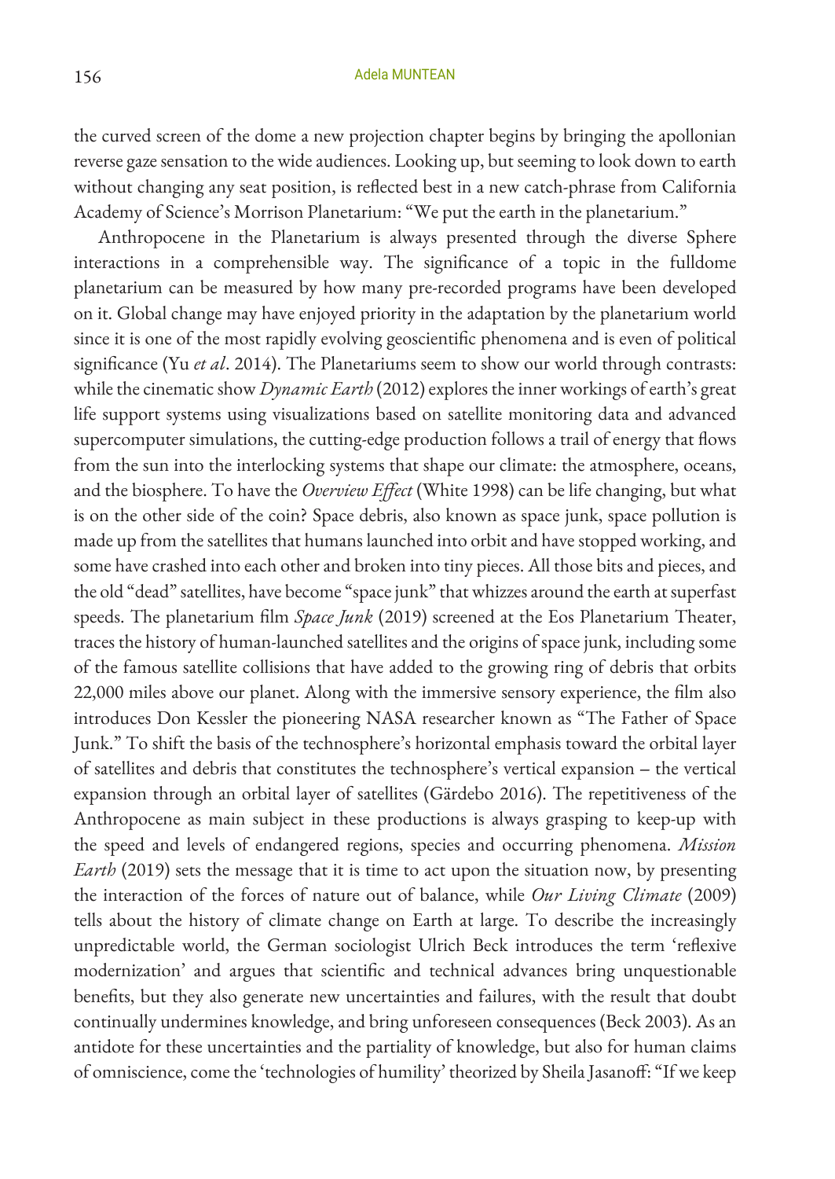the curved screen of the dome a new projection chapter begins by bringing the apollonian reverse gaze sensation to the wide audiences. Looking up, but seeming to look down to earth without changing any seat position, is reflected best in a new catch-phrase from California Academy of Science's Morrison Planetarium: "We put the earth in the planetarium."

Anthropocene in the Planetarium is always presented through the diverse Sphere interactions in a comprehensible way. The significance of a topic in the fulldome planetarium can be measured by how many pre-recorded programs have been developed on it. Global change may have enjoyed priority in the adaptation by the planetarium world since it is one of the most rapidly evolving geoscientific phenomena and is even of political significance (Yu *et al*. 2014). The Planetariums seem to show our world through contrasts: while the cinematic show *Dynamic Earth* (2012) explores the inner workings of earth's great life support systems using visualizations based on satellite monitoring data and advanced supercomputer simulations, the cutting-edge production follows a trail of energy that flows from the sun into the interlocking systems that shape our climate: the atmosphere, oceans, and the biosphere. To have the *Overview Effect* (White 1998) can be life changing, but what is on the other side of the coin? Space debris, also known as space junk, space pollution is made up from the satellites that humans launched into orbit and have stopped working, and some have crashed into each other and broken into tiny pieces. All those bits and pieces, and the old "dead" satellites, have become "space junk" that whizzes around the earth at superfast speeds. The planetarium film *Space Junk* (2019) screened at the Eos Planetarium Theater, traces the history of human-launched satellites and the origins of space junk, including some of the famous satellite collisions that have added to the growing ring of debris that orbits 22,000 miles above our planet. Along with the immersive sensory experience, the film also introduces Don Kessler the pioneering NASA researcher known as "The Father of Space Junk." To shift the basis of the technosphere's horizontal emphasis toward the orbital layer of satellites and debris that constitutes the technosphere's vertical expansion – the vertical expansion through an orbital layer of satellites (Gärdebo 2016). The repetitiveness of the Anthropocene as main subject in these productions is always grasping to keep-up with the speed and levels of endangered regions, species and occurring phenomena. *Mission Earth* (2019) sets the message that it is time to act upon the situation now, by presenting the interaction of the forces of nature out of balance, while *Our Living Climate* (2009) tells about the history of climate change on Earth at large. To describe the increasingly unpredictable world, the German sociologist Ulrich Beck introduces the term 'reflexive modernization' and argues that scientific and technical advances bring unquestionable benefits, but they also generate new uncertainties and failures, with the result that doubt continually undermines knowledge, and bring unforeseen consequences (Beck 2003). As an antidote for these uncertainties and the partiality of knowledge, but also for human claims of omniscience, come the 'technologies of humility' theorized by Sheila Jasanoff: "If we keep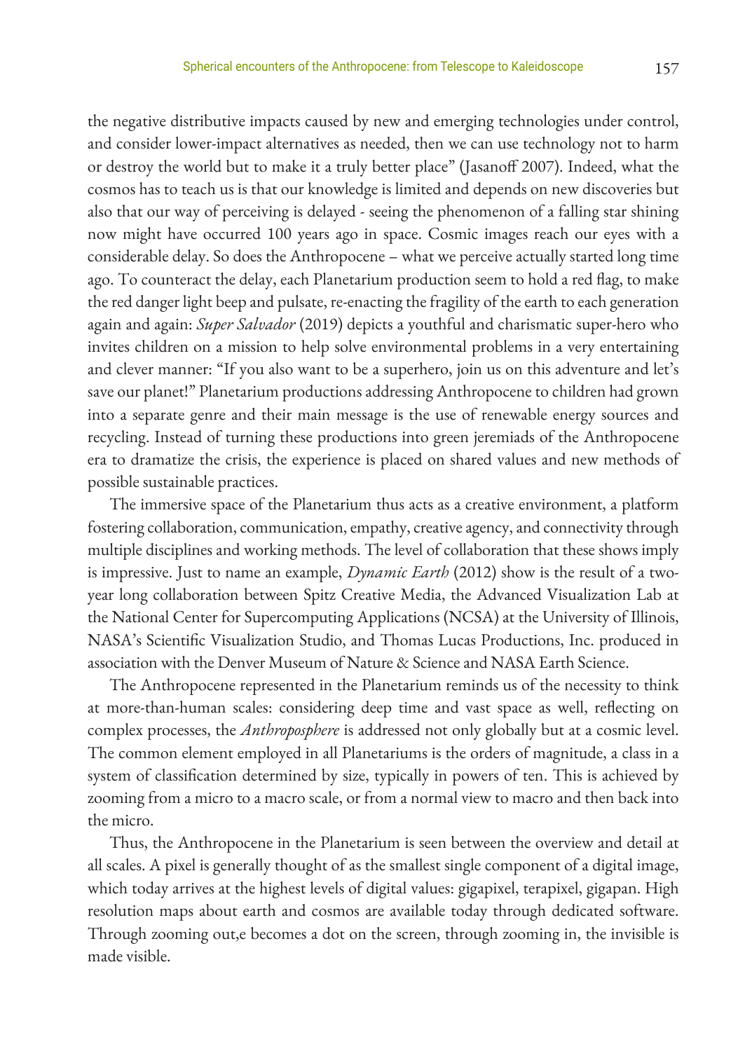the negative distributive impacts caused by new and emerging technologies under control, and consider lower-impact alternatives as needed, then we can use technology not to harm or destroy the world but to make it a truly better place" (Jasanoff 2007). Indeed, what the cosmos has to teach us is that our knowledge is limited and depends on new discoveries but also that our way of perceiving is delayed - seeing the phenomenon of a falling star shining now might have occurred 100 years ago in space. Cosmic images reach our eyes with a considerable delay. So does the Anthropocene – what we perceive actually started long time ago. To counteract the delay, each Planetarium production seem to hold a red flag, to make the red danger light beep and pulsate, re-enacting the fragility of the earth to each generation again and again: *Super Salvador* (2019) depicts a youthful and charismatic super-hero who invites children on a mission to help solve environmental problems in a very entertaining and clever manner: "If you also want to be a superhero, join us on this adventure and let's save our planet!" Planetarium productions addressing Anthropocene to children had grown into a separate genre and their main message is the use of renewable energy sources and recycling. Instead of turning these productions into green jeremiads of the Anthropocene era to dramatize the crisis, the experience is placed on shared values and new methods of possible sustainable practices.

The immersive space of the Planetarium thus acts as a creative environment, a platform fostering collaboration, communication, empathy, creative agency, and connectivity through multiple disciplines and working methods. The level of collaboration that these shows imply is impressive. Just to name an example, *Dynamic Earth* (2012) show is the result of a two-year long collaboration between Spitz Creative Media, the Advanced Visualization Lab at the National Center for Supercomputing Applications (NCSA) at the University of Illinois, NASA's Scientific Visualization Studio, and Thomas Lucas Productions, Inc. produced in association with the Denver Museum of Nature & Science and NASA Earth Science.

The Anthropocene represented in the Planetarium reminds us of the necessity to think at more-than-human scales: considering deep time and vast space as well, reflecting on complex processes, the *Anthroposphere* is addressed not only globally but at a cosmic level. The common element employed in all Planetariums is the orders of magnitude, a class in a system of classification determined by size, typically in powers of ten. This is achieved by zooming from a micro to a macro scale, or from a normal view to macro and then back into the micro.

Thus, the Anthropocene in the Planetarium is seen between the overview and detail at all scales. A pixel is generally thought of as the smallest single component of a digital image, which today arrives at the highest levels of digital values: gigapixel, terapixel, gigapan. High resolution maps about earth and cosmos are available today through dedicated software. Through zooming out,e becomes a dot on the screen, through zooming in, the invisible is made visible.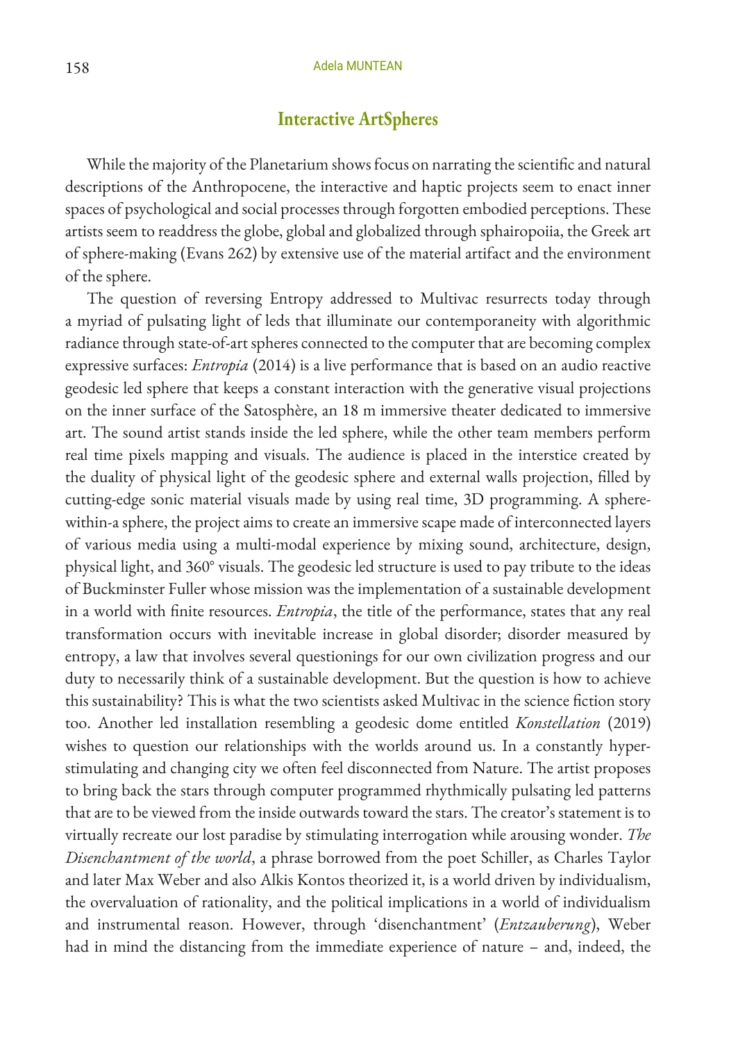## Interactive ArtSpheres

While the majority of the Planetarium shows focus on narrating the scientific and natural descriptions of the Anthropocene, the interactive and haptic projects seem to enact inner spaces of psychological and social processes through forgotten embodied perceptions. These artists seem to readdress the globe, global and globalized through sphairopoiia, the Greek art of sphere-making (Evans 262) by extensive use of the material artifact and the environment of the sphere.

The question of reversing Entropy addressed to Multivac resurrects today through a myriad of pulsating light of leds that illuminate our contemporaneity with algorithmic radiance through state-of-art spheres connected to the computer that are becoming complex expressive surfaces: *Entropia* (2014) is a live performance that is based on an audio reactive geodesic led sphere that keeps a constant interaction with the generative visual projections on the inner surface of the Satosphère, an 18 m immersive theater dedicated to immersive art. The sound artist stands inside the led sphere, while the other team members perform real time pixels mapping and visuals. The audience is placed in the interstice created by the duality of physical light of the geodesic sphere and external walls projection, filled by cutting-edge sonic material visuals made by using real time, 3D programming. A sphere-within-a sphere, the project aims to create an immersive scape made of interconnected layers of various media using a multi-modal experience by mixing sound, architecture, design, physical light, and 360° visuals. The geodesic led structure is used to pay tribute to the ideas of Buckminster Fuller whose mission was the implementation of a sustainable development in a world with finite resources. *Entropia*, the title of the performance, states that any real transformation occurs with inevitable increase in global disorder; disorder measured by entropy, a law that involves several questionings for our own civilization progress and our duty to necessarily think of a sustainable development. But the question is how to achieve this sustainability? This is what the two scientists asked Multivac in the science fiction story too. Another led installation resembling a geodesic dome entitled *Konstellation* (2019) wishes to question our relationships with the worlds around us. In a constantly hyper-stimulating and changing city we often feel disconnected from Nature. The artist proposes to bring back the stars through computer programmed rhythmically pulsating led patterns that are to be viewed from the inside outwards toward the stars. The creator's statement is to virtually recreate our lost paradise by stimulating interrogation while arousing wonder. *The Disenchantment of the world*, a phrase borrowed from the poet Schiller, as Charles Taylor and later Max Weber and also Alkis Kontos theorized it, is a world driven by individualism, the overvaluation of rationality, and the political implications in a world of individualism and instrumental reason. However, through 'disenchantment' (*Entzauberung*), Weber had in mind the distancing from the immediate experience of nature – and, indeed, the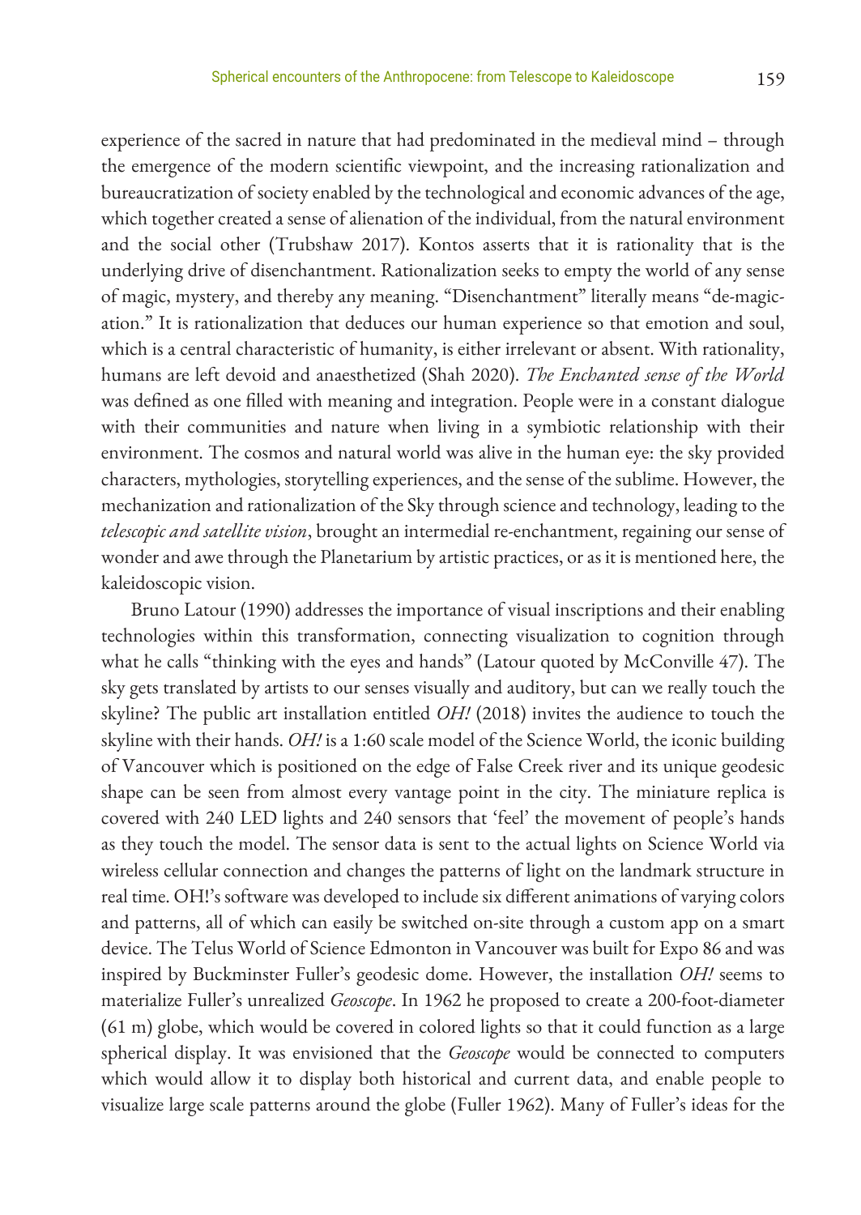experience of the sacred in nature that had predominated in the medieval mind – through the emergence of the modern scientific viewpoint, and the increasing rationalization and bureaucratization of society enabled by the technological and economic advances of the age, which together created a sense of alienation of the individual, from the natural environment and the social other (Trubshaw 2017). Kontos asserts that it is rationality that is the underlying drive of disenchantment. Rationalization seeks to empty the world of any sense of magic, mystery, and thereby any meaning. "Disenchantment" literally means "de-magic-ation." It is rationalization that deduces our human experience so that emotion and soul, which is a central characteristic of humanity, is either irrelevant or absent. With rationality, humans are left devoid and anaesthetized (Shah 2020). *The Enchanted sense of the World* was defined as one filled with meaning and integration. People were in a constant dialogue with their communities and nature when living in a symbiotic relationship with their environment. The cosmos and natural world was alive in the human eye: the sky provided characters, mythologies, storytelling experiences, and the sense of the sublime. However, the mechanization and rationalization of the Sky through science and technology, leading to the *telescopic and satellite vision*, brought an intermedial re-enchantment, regaining our sense of wonder and awe through the Planetarium by artistic practices, or as it is mentioned here, the kaleidoscopic vision.

Bruno Latour (1990) addresses the importance of visual inscriptions and their enabling technologies within this transformation, connecting visualization to cognition through what he calls "thinking with the eyes and hands" (Latour quoted by McConville 47). The sky gets translated by artists to our senses visually and auditory, but can we really touch the skyline? The public art installation entitled *OH!* (2018) invites the audience to touch the skyline with their hands. *OH!* is a 1:60 scale model of the Science World, the iconic building of Vancouver which is positioned on the edge of False Creek river and its unique geodesic shape can be seen from almost every vantage point in the city. The miniature replica is covered with 240 LED lights and 240 sensors that 'feel' the movement of people's hands as they touch the model. The sensor data is sent to the actual lights on Science World via wireless cellular connection and changes the patterns of light on the landmark structure in real time. OH!'s software was developed to include six different animations of varying colors and patterns, all of which can easily be switched on-site through a custom app on a smart device. The Telus World of Science Edmonton in Vancouver was built for Expo 86 and was inspired by Buckminster Fuller's geodesic dome. However, the installation *OH!* seems to materialize Fuller's unrealized *Geoscope*. In 1962 he proposed to create a 200-foot-diameter (61 m) globe, which would be covered in colored lights so that it could function as a large spherical display. It was envisioned that the *Geoscope* would be connected to computers which would allow it to display both historical and current data, and enable people to visualize large scale patterns around the globe (Fuller 1962). Many of Fuller's ideas for the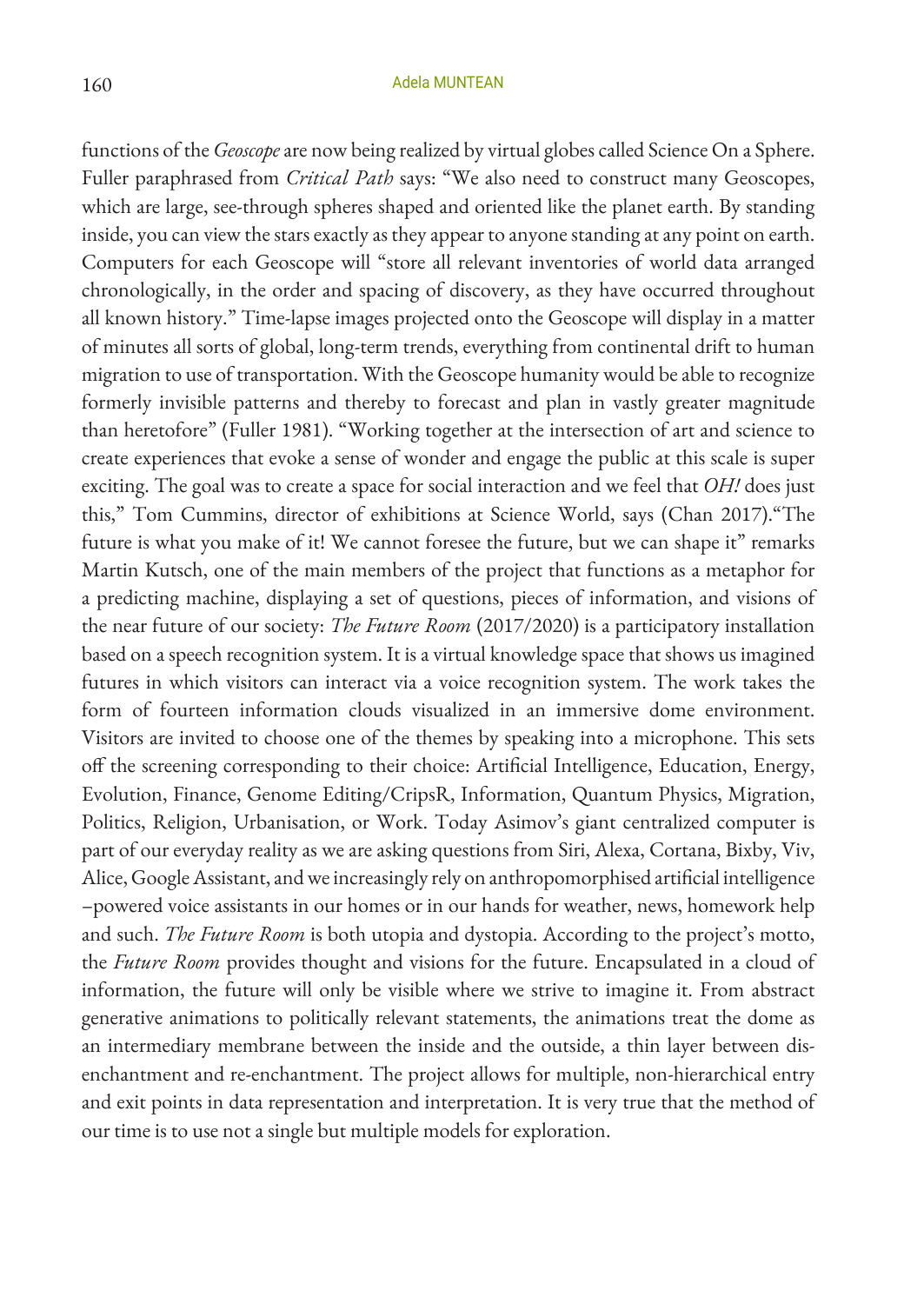functions of the *Geoscope* are now being realized by virtual globes called Science On a Sphere. Fuller paraphrased from *Critical Path* says: "We also need to construct many Geoscopes, which are large, see-through spheres shaped and oriented like the planet earth. By standing inside, you can view the stars exactly as they appear to anyone standing at any point on earth. Computers for each Geoscope will "store all relevant inventories of world data arranged chronologically, in the order and spacing of discovery, as they have occurred throughout all known history." Time-lapse images projected onto the Geoscope will display in a matter of minutes all sorts of global, long-term trends, everything from continental drift to human migration to use of transportation. With the Geoscope humanity would be able to recognize formerly invisible patterns and thereby to forecast and plan in vastly greater magnitude than heretofore" (Fuller 1981). "Working together at the intersection of art and science to create experiences that evoke a sense of wonder and engage the public at this scale is super exciting. The goal was to create a space for social interaction and we feel that *OH!* does just this," Tom Cummins, director of exhibitions at Science World, says (Chan 2017)."The future is what you make of it! We cannot foresee the future, but we can shape it" remarks Martin Kutsch, one of the main members of the project that functions as a metaphor for a predicting machine, displaying a set of questions, pieces of information, and visions of the near future of our society: *The Future Room* (2017/2020) is a participatory installation based on a speech recognition system. It is a virtual knowledge space that shows us imagined futures in which visitors can interact via a voice recognition system. The work takes the form of fourteen information clouds visualized in an immersive dome environment. Visitors are invited to choose one of the themes by speaking into a microphone. This sets off the screening corresponding to their choice: Artificial Intelligence, Education, Energy, Evolution, Finance, Genome Editing/CripsR, Information, Quantum Physics, Migration, Politics, Religion, Urbanisation, or Work. Today Asimov's giant centralized computer is part of our everyday reality as we are asking questions from Siri, Alexa, Cortana, Bixby, Viv, Alice, Google Assistant, and we increasingly rely on anthropomorphised artificial intelligence –powered voice assistants in our homes or in our hands for weather, news, homework help and such. *The Future Room* is both utopia and dystopia. According to the project's motto, the *Future Room* provides thought and visions for the future. Encapsulated in a cloud of information, the future will only be visible where we strive to imagine it. From abstract generative animations to politically relevant statements, the animations treat the dome as an intermediary membrane between the inside and the outside, a thin layer between disenchantment and re-enchantment. The project allows for multiple, non-hierarchical entry and exit points in data representation and interpretation. It is very true that the method of our time is to use not a single but multiple models for exploration.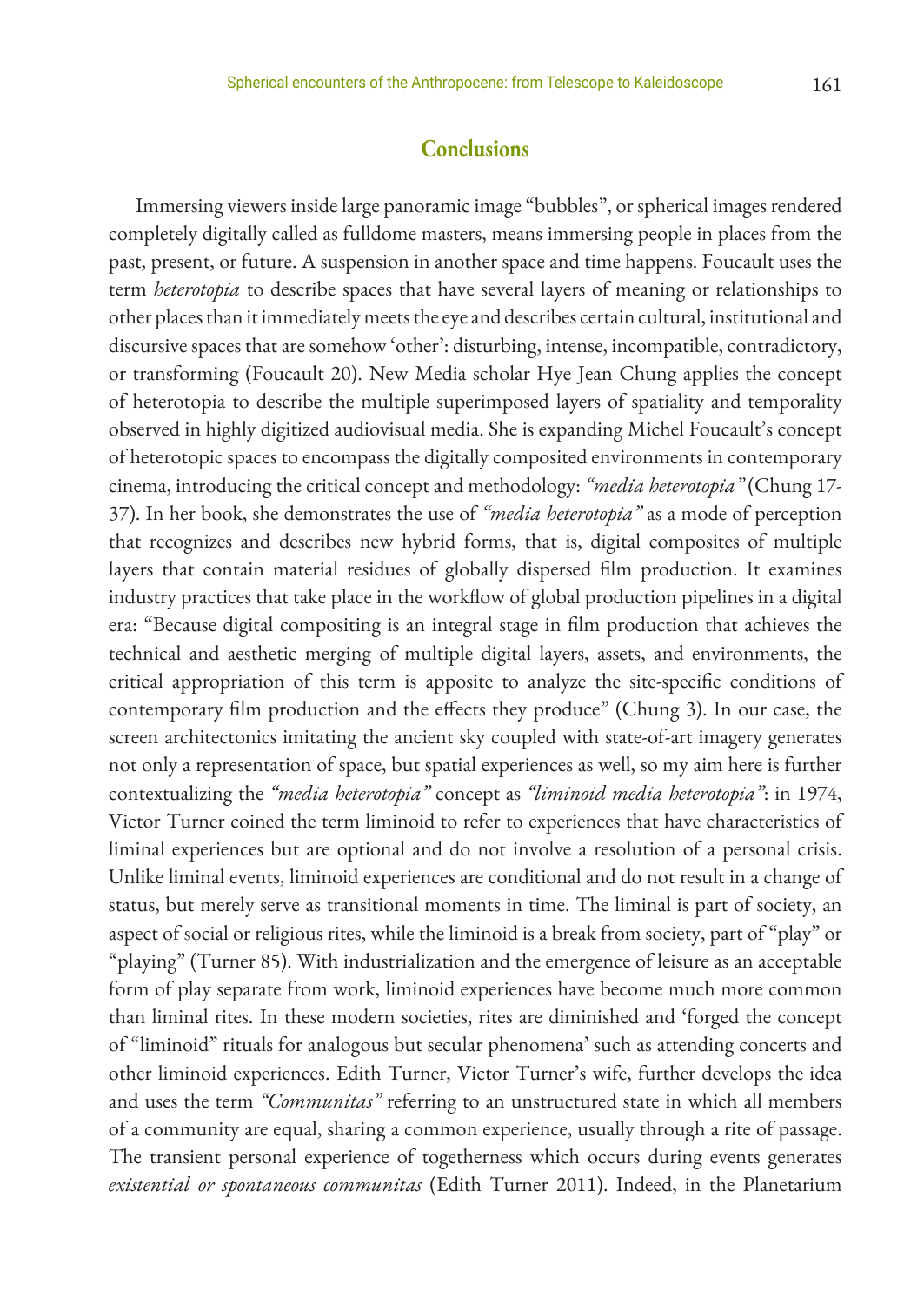## Conclusions

Immersing viewers inside large panoramic image "bubbles", or spherical images rendered completely digitally called as fulldome masters, means immersing people in places from the past, present, or future. A suspension in another space and time happens. Foucault uses the term *heterotopia* to describe spaces that have several layers of meaning or relationships to other places than it immediately meets the eye and describes certain cultural, institutional and discursive spaces that are somehow 'other': disturbing, intense, incompatible, contradictory, or transforming (Foucault 20). New Media scholar Hye Jean Chung applies the concept of heterotopia to describe the multiple superimposed layers of spatiality and temporality observed in highly digitized audiovisual media. She is expanding Michel Foucault's concept of heterotopic spaces to encompass the digitally composited environments in contemporary cinema, introducing the critical concept and methodology: *"media heterotopia"* (Chung 17-37). In her book, she demonstrates the use of *"media heterotopia"* as a mode of perception that recognizes and describes new hybrid forms, that is, digital composites of multiple layers that contain material residues of globally dispersed film production. It examines industry practices that take place in the workflow of global production pipelines in a digital era: "Because digital compositing is an integral stage in film production that achieves the technical and aesthetic merging of multiple digital layers, assets, and environments, the critical appropriation of this term is apposite to analyze the site-specific conditions of contemporary film production and the effects they produce" (Chung 3). In our case, the screen architectonics imitating the ancient sky coupled with state-of-art imagery generates not only a representation of space, but spatial experiences as well, so my aim here is further contextualizing the *"media heterotopia"* concept as *"liminoid media heterotopia"*: in 1974, Victor Turner coined the term liminoid to refer to experiences that have characteristics of liminal experiences but are optional and do not involve a resolution of a personal crisis. Unlike liminal events, liminoid experiences are conditional and do not result in a change of status, but merely serve as transitional moments in time. The liminal is part of society, an aspect of social or religious rites, while the liminoid is a break from society, part of "play" or "playing" (Turner 85). With industrialization and the emergence of leisure as an acceptable form of play separate from work, liminoid experiences have become much more common than liminal rites. In these modern societies, rites are diminished and 'forged the concept of "liminoid" rituals for analogous but secular phenomena' such as attending concerts and other liminoid experiences. Edith Turner, Victor Turner's wife, further develops the idea and uses the term *"Communitas"* referring to an unstructured state in which all members of a community are equal, sharing a common experience, usually through a rite of passage. The transient personal experience of togetherness which occurs during events generates *existential or spontaneous communitas* (Edith Turner 2011). Indeed, in the Planetarium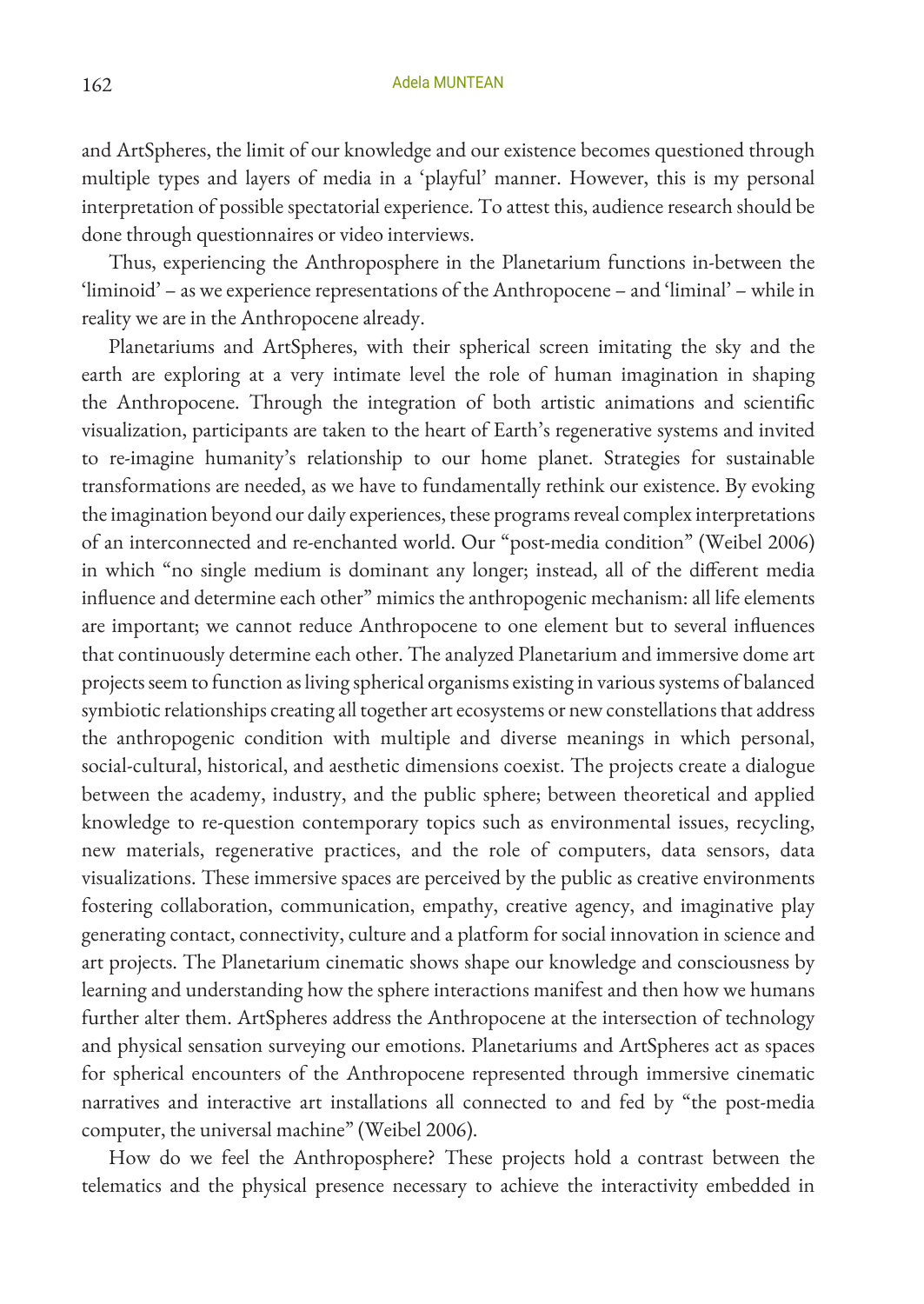and ArtSpheres, the limit of our knowledge and our existence becomes questioned through multiple types and layers of media in a 'playful' manner. However, this is my personal interpretation of possible spectatorial experience. To attest this, audience research should be done through questionnaires or video interviews.

Thus, experiencing the Anthroposphere in the Planetarium functions in-between the 'liminoid' – as we experience representations of the Anthropocene – and 'liminal' – while in reality we are in the Anthropocene already.

Planetariums and ArtSpheres, with their spherical screen imitating the sky and the earth are exploring at a very intimate level the role of human imagination in shaping the Anthropocene. Through the integration of both artistic animations and scientific visualization, participants are taken to the heart of Earth's regenerative systems and invited to re-imagine humanity's relationship to our home planet. Strategies for sustainable transformations are needed, as we have to fundamentally rethink our existence. By evoking the imagination beyond our daily experiences, these programs reveal complex interpretations of an interconnected and re-enchanted world. Our "post-media condition" (Weibel 2006) in which "no single medium is dominant any longer; instead, all of the different media influence and determine each other" mimics the anthropogenic mechanism: all life elements are important; we cannot reduce Anthropocene to one element but to several influences that continuously determine each other. The analyzed Planetarium and immersive dome art projects seem to function as living spherical organisms existing in various systems of balanced symbiotic relationships creating all together art ecosystems or new constellations that address the anthropogenic condition with multiple and diverse meanings in which personal, social-cultural, historical, and aesthetic dimensions coexist. The projects create a dialogue between the academy, industry, and the public sphere; between theoretical and applied knowledge to re-question contemporary topics such as environmental issues, recycling, new materials, regenerative practices, and the role of computers, data sensors, data visualizations. These immersive spaces are perceived by the public as creative environments fostering collaboration, communication, empathy, creative agency, and imaginative play generating contact, connectivity, culture and a platform for social innovation in science and art projects. The Planetarium cinematic shows shape our knowledge and consciousness by learning and understanding how the sphere interactions manifest and then how we humans further alter them. ArtSpheres address the Anthropocene at the intersection of technology and physical sensation surveying our emotions. Planetariums and ArtSpheres act as spaces for spherical encounters of the Anthropocene represented through immersive cinematic narratives and interactive art installations all connected to and fed by "the post-media computer, the universal machine" (Weibel 2006).

How do we feel the Anthroposphere? These projects hold a contrast between the telematics and the physical presence necessary to achieve the interactivity embedded in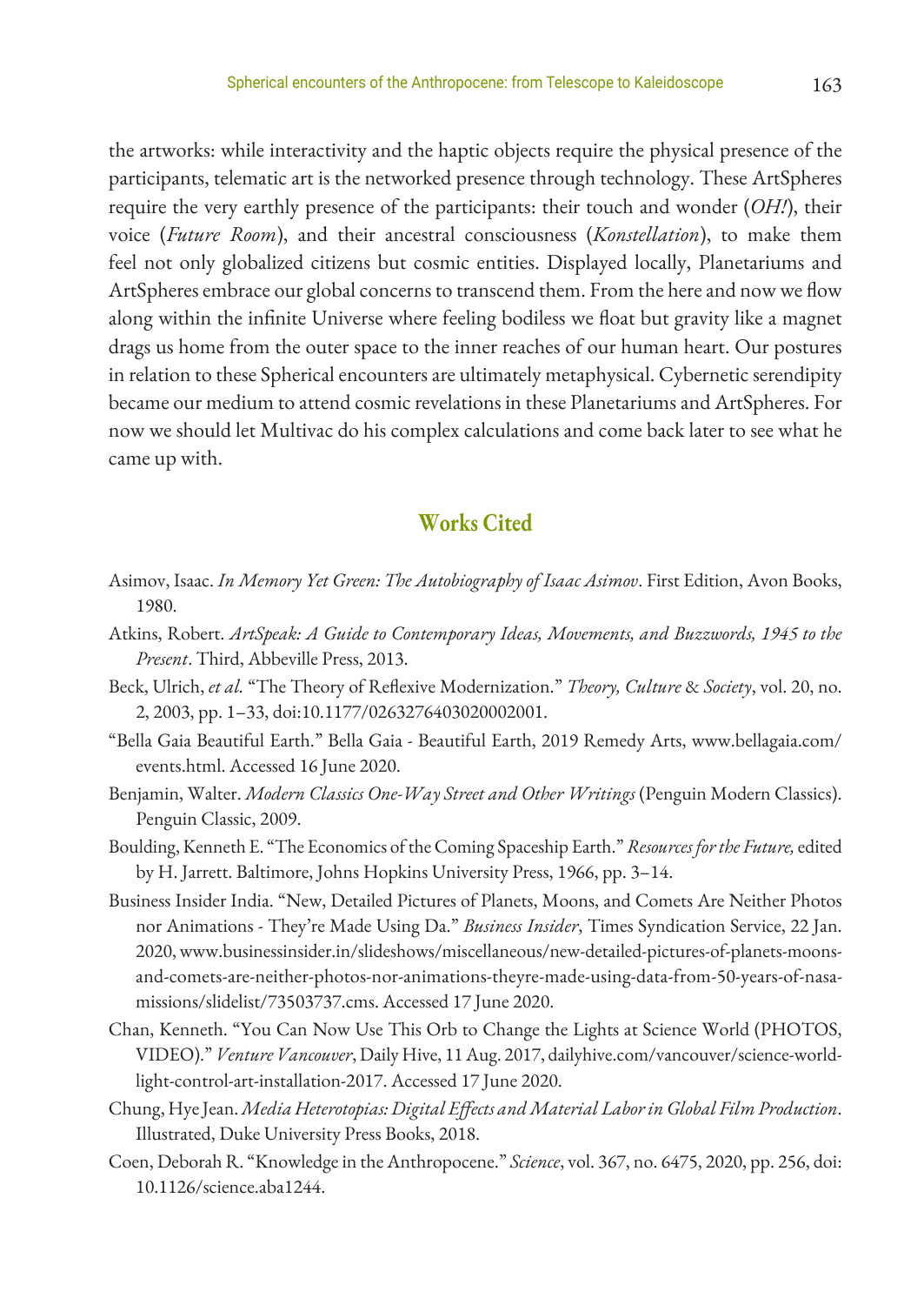the artworks: while interactivity and the haptic objects require the physical presence of the participants, telematic art is the networked presence through technology. These ArtSpheres require the very earthly presence of the participants: their touch and wonder (*OH!*), their voice (*Future Room*), and their ancestral consciousness (*Konstellation*), to make them feel not only globalized citizens but cosmic entities. Displayed locally, Planetariums and ArtSpheres embrace our global concerns to transcend them. From the here and now we flow along within the infinite Universe where feeling bodiless we float but gravity like a magnet drags us home from the outer space to the inner reaches of our human heart. Our postures in relation to these Spherical encounters are ultimately metaphysical. Cybernetic serendipity became our medium to attend cosmic revelations in these Planetariums and ArtSpheres. For now we should let Multivac do his complex calculations and come back later to see what he came up with.

## Works Cited

Asimov, Isaac. *In Memory Yet Green: The Autobiography of Isaac Asimov*. First Edition, Avon Books, 1980.

Atkins, Robert. *ArtSpeak: A Guide to Contemporary Ideas, Movements, and Buzzwords, 1945 to the Present*. Third, Abbeville Press, 2013.

Beck, Ulrich, *et al.* "The Theory of Reflexive Modernization." *Theory, Culture & Society*, vol. 20, no. 2, 2003, pp. 1–33, doi:10.1177/0263276403020002001.

"Bella Gaia Beautiful Earth." Bella Gaia - Beautiful Earth, 2019 Remedy Arts, www.bellagaia.com/events.html. Accessed 16 June 2020.

Benjamin, Walter. *Modern Classics One-Way Street and Other Writings* (Penguin Modern Classics). Penguin Classic, 2009.

Boulding, Kenneth E. "The Economics of the Coming Spaceship Earth." *Resources for the Future,* edited by H. Jarrett. Baltimore, Johns Hopkins University Press, 1966, pp. 3–14.

Business Insider India. "New, Detailed Pictures of Planets, Moons, and Comets Are Neither Photos nor Animations - They're Made Using Da." *Business Insider*, Times Syndication Service, 22 Jan. 2020, www.businessinsider.in/slideshows/miscellaneous/new-detailed-pictures-of-planets-moons-and-comets-are-neither-photos-nor-animations-theyre-made-using-data-from-50-years-of-nasa-missions/slidelist/73503737.cms. Accessed 17 June 2020.

Chan, Kenneth. "You Can Now Use This Orb to Change the Lights at Science World (PHOTOS, VIDEO)." *Venture Vancouver*, Daily Hive, 11 Aug. 2017, dailyhive.com/vancouver/science-world-light-control-art-installation-2017. Accessed 17 June 2020.

Chung, Hye Jean. *Media Heterotopias: Digital Effects and Material Labor in Global Film Production*. Illustrated, Duke University Press Books, 2018.

Coen, Deborah R. "Knowledge in the Anthropocene." *Science*, vol. 367, no. 6475, 2020, pp. 256, doi: 10.1126/science.aba1244.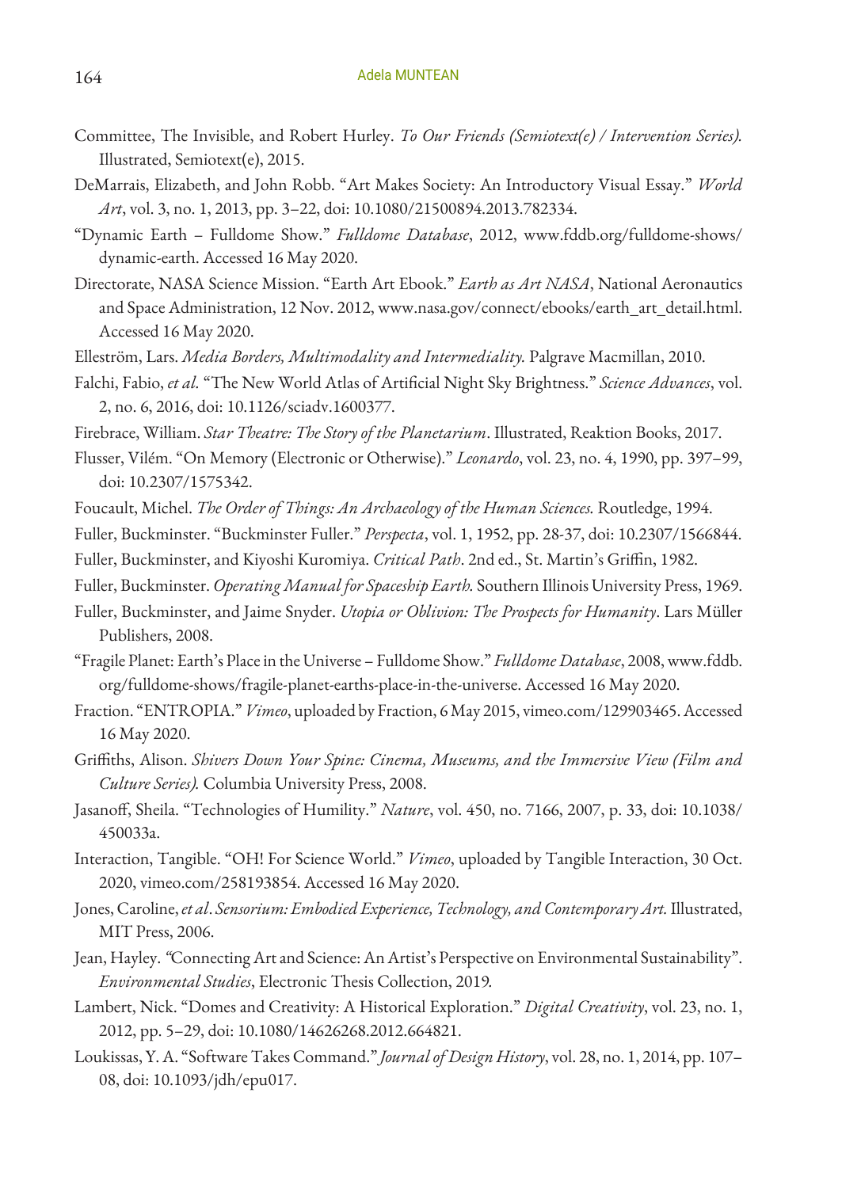Committee, The Invisible, and Robert Hurley. *To Our Friends (Semiotext(e) / Intervention Series).* Illustrated, Semiotext(e), 2015.

DeMarrais, Elizabeth, and John Robb. "Art Makes Society: An Introductory Visual Essay." *World Art*, vol. 3, no. 1, 2013, pp. 3–22, doi: 10.1080/21500894.2013.782334.

"Dynamic Earth – Fulldome Show." *Fulldome Database*, 2012, www.fddb.org/fulldome-shows/dynamic-earth. Accessed 16 May 2020.

Directorate, NASA Science Mission. "Earth Art Ebook." *Earth as Art NASA*, National Aeronautics and Space Administration, 12 Nov. 2012, www.nasa.gov/connect/ebooks/earth_art_detail.html. Accessed 16 May 2020.

Elleström, Lars. *Media Borders, Multimodality and Intermediality.* Palgrave Macmillan, 2010.

Falchi, Fabio, *et al.* "The New World Atlas of Artificial Night Sky Brightness." *Science Advances*, vol. 2, no. 6, 2016, doi: 10.1126/sciadv.1600377.

Firebrace, William. *Star Theatre: The Story of the Planetarium*. Illustrated, Reaktion Books, 2017.

Flusser, Vilém. "On Memory (Electronic or Otherwise)." *Leonardo*, vol. 23, no. 4, 1990, pp. 397–99, doi: 10.2307/1575342.

Foucault, Michel. *The Order of Things: An Archaeology of the Human Sciences.* Routledge, 1994.

Fuller, Buckminster. "Buckminster Fuller." *Perspecta*, vol. 1, 1952, pp. 28-37, doi: 10.2307/1566844.

Fuller, Buckminster, and Kiyoshi Kuromiya. *Critical Path*. 2nd ed., St. Martin's Griffin, 1982.

Fuller, Buckminster. *Operating Manual for Spaceship Earth.* Southern Illinois University Press, 1969.

Fuller, Buckminster, and Jaime Snyder. *Utopia or Oblivion: The Prospects for Humanity*. Lars Müller Publishers, 2008.

"Fragile Planet: Earth's Place in the Universe – Fulldome Show." *Fulldome Database*, 2008, www.fddb.org/fulldome-shows/fragile-planet-earths-place-in-the-universe. Accessed 16 May 2020.

Fraction. "ENTROPIA." *Vimeo*, uploaded by Fraction, 6 May 2015, vimeo.com/129903465. Accessed 16 May 2020.

Griffiths, Alison. *Shivers Down Your Spine: Cinema, Museums, and the Immersive View (Film and Culture Series).* Columbia University Press, 2008.

Jasanoff, Sheila. "Technologies of Humility." *Nature*, vol. 450, no. 7166, 2007, p. 33, doi: 10.1038/450033a.

Interaction, Tangible. "OH! For Science World." *Vimeo*, uploaded by Tangible Interaction, 30 Oct. 2020, vimeo.com/258193854. Accessed 16 May 2020.

Jones, Caroline, *et al*. *Sensorium: Embodied Experience, Technology, and Contemporary Art.* Illustrated, MIT Press, 2006.

Jean, Hayley. "Connecting Art and Science: An Artist's Perspective on Environmental Sustainability". *Environmental Studies*, Electronic Thesis Collection, 2019.

Lambert, Nick. "Domes and Creativity: A Historical Exploration." *Digital Creativity*, vol. 23, no. 1, 2012, pp. 5–29, doi: 10.1080/14626268.2012.664821.

Loukissas, Y. A. "Software Takes Command." *Journal of Design History*, vol. 28, no. 1, 2014, pp. 107–08, doi: 10.1093/jdh/epu017.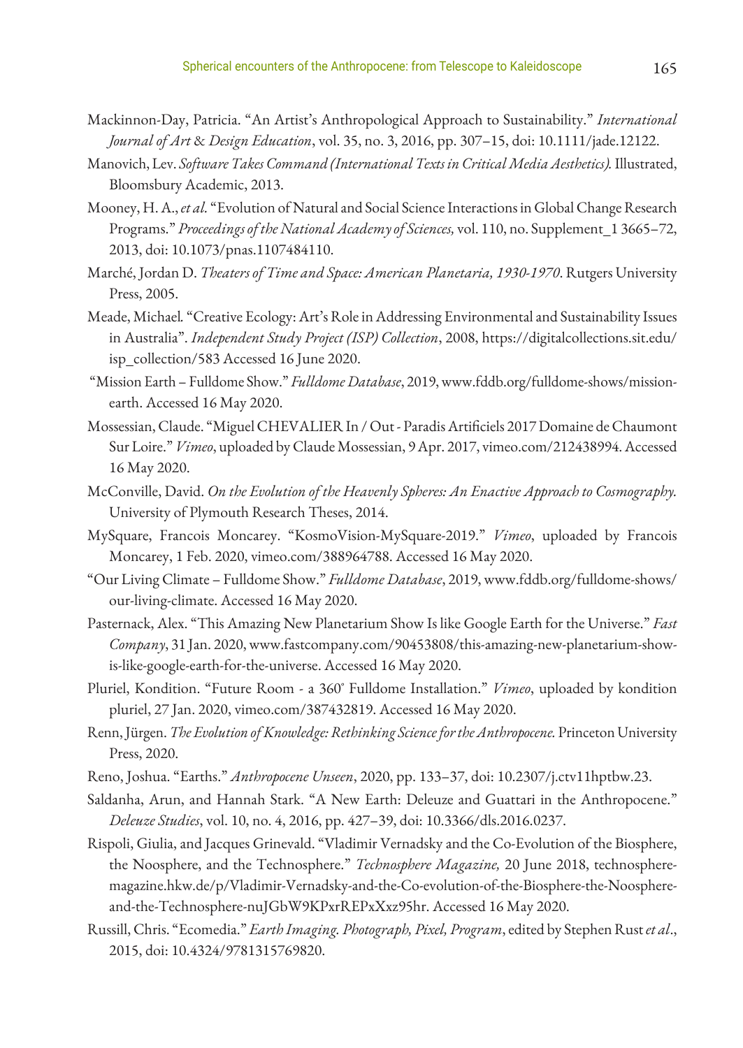Mackinnon-Day, Patricia. "An Artist's Anthropological Approach to Sustainability." *International Journal of Art & Design Education*, vol. 35, no. 3, 2016, pp. 307–15, doi: 10.1111/jade.12122.

Manovich, Lev. *Software Takes Command (International Texts in Critical Media Aesthetics).* Illustrated, Bloomsbury Academic, 2013.

Mooney, H. A., *et al*. "Evolution of Natural and Social Science Interactions in Global Change Research Programs." *Proceedings of the National Academy of Sciences,* vol. 110, no. Supplement_1 3665–72, 2013, doi: 10.1073/pnas.1107484110.

Marché, Jordan D. *Theaters of Time and Space: American Planetaria, 1930-1970*. Rutgers University Press, 2005.

Meade, Michael. "Creative Ecology: Art's Role in Addressing Environmental and Sustainability Issues in Australia". *Independent Study Project (ISP) Collection*, 2008, https://digitalcollections.sit.edu/isp_collection/583 Accessed 16 June 2020.

"Mission Earth – Fulldome Show." *Fulldome Database*, 2019, www.fddb.org/fulldome-shows/mission-earth. Accessed 16 May 2020.

Mossessian, Claude. "Miguel CHEVALIER In / Out - Paradis Artificiels 2017 Domaine de Chaumont Sur Loire." *Vimeo*, uploaded by Claude Mossessian, 9 Apr. 2017, vimeo.com/212438994. Accessed 16 May 2020.

McConville, David. *On the Evolution of the Heavenly Spheres: An Enactive Approach to Cosmography.* University of Plymouth Research Theses, 2014.

MySquare, Francois Moncarey. "KosmoVision-MySquare-2019." *Vimeo*, uploaded by Francois Moncarey, 1 Feb. 2020, vimeo.com/388964788. Accessed 16 May 2020.

"Our Living Climate – Fulldome Show." *Fulldome Database*, 2019, www.fddb.org/fulldome-shows/our-living-climate. Accessed 16 May 2020.

Pasternack, Alex. "This Amazing New Planetarium Show Is like Google Earth for the Universe." *Fast Company*, 31 Jan. 2020, www.fastcompany.com/90453808/this-amazing-new-planetarium-show-is-like-google-earth-for-the-universe. Accessed 16 May 2020.

Pluriel, Kondition. "Future Room - a 360° Fulldome Installation." *Vimeo*, uploaded by kondition pluriel, 27 Jan. 2020, vimeo.com/387432819. Accessed 16 May 2020.

Renn, Jürgen. *The Evolution of Knowledge: Rethinking Science for the Anthropocene.* Princeton University Press, 2020.

Reno, Joshua. "Earths." *Anthropocene Unseen*, 2020, pp. 133–37, doi: 10.2307/j.ctv11hptbw.23.

Saldanha, Arun, and Hannah Stark. "A New Earth: Deleuze and Guattari in the Anthropocene." *Deleuze Studies*, vol. 10, no. 4, 2016, pp. 427–39, doi: 10.3366/dls.2016.0237.

Rispoli, Giulia, and Jacques Grinevald. "Vladimir Vernadsky and the Co-Evolution of the Biosphere, the Noosphere, and the Technosphere." *Technosphere Magazine,* 20 June 2018, technosphere-magazine.hkw.de/p/Vladimir-Vernadsky-and-the-Co-evolution-of-the-Biosphere-the-Noosphere-and-the-Technosphere-nuJGbW9KPxrREPxXxz95hr. Accessed 16 May 2020.

Russill, Chris. "Ecomedia." *Earth Imaging. Photograph, Pixel, Program*, edited by Stephen Rust *et al*., 2015, doi: 10.4324/9781315769820.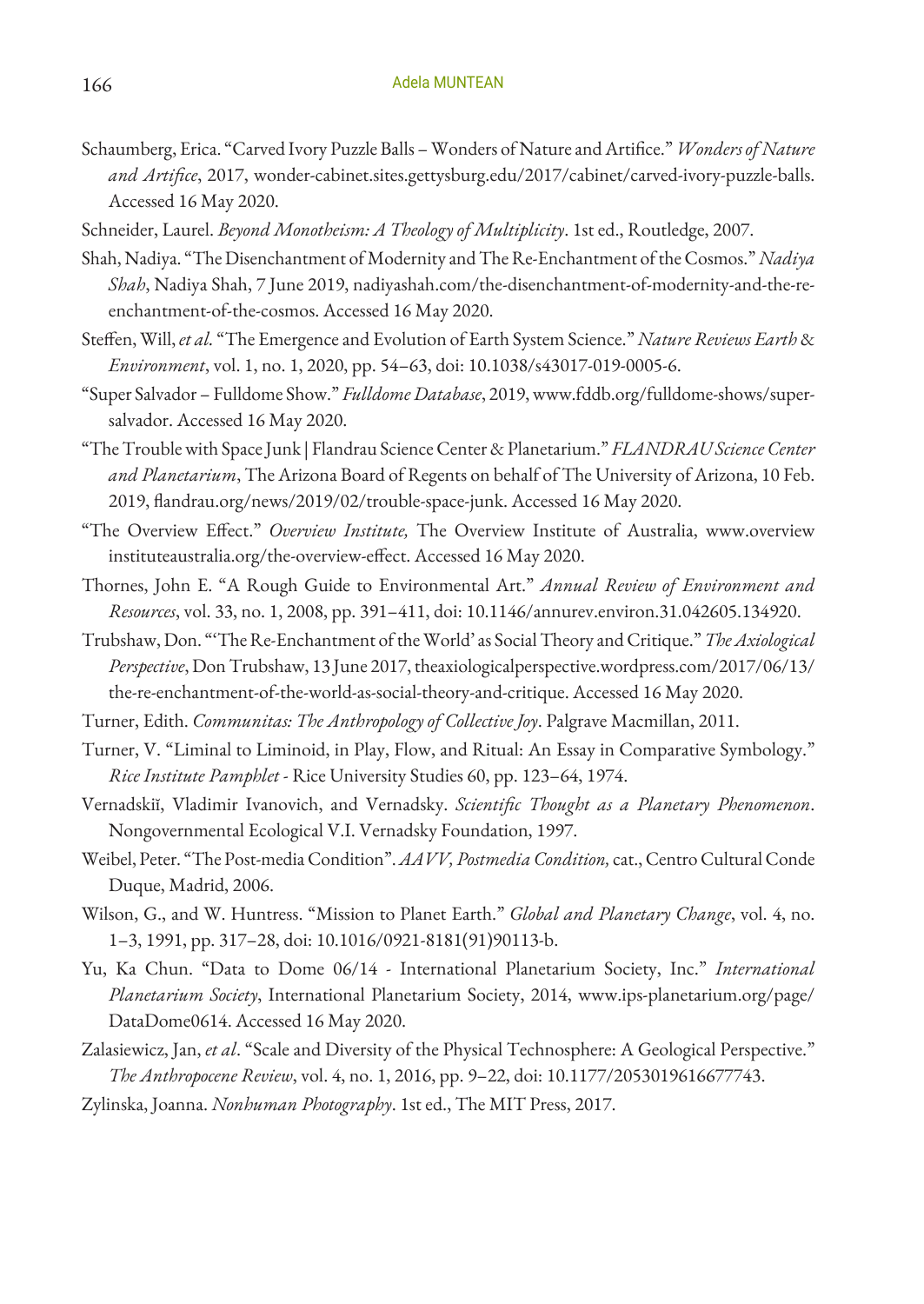Schaumberg, Erica. "Carved Ivory Puzzle Balls – Wonders of Nature and Artifice." *Wonders of Nature and Artifice*, 2017, wonder-cabinet.sites.gettysburg.edu/2017/cabinet/carved-ivory-puzzle-balls. Accessed 16 May 2020.

Schneider, Laurel. *Beyond Monotheism: A Theology of Multiplicity*. 1st ed., Routledge, 2007.

Shah, Nadiya. "The Disenchantment of Modernity and The Re-Enchantment of the Cosmos." *Nadiya Shah*, Nadiya Shah, 7 June 2019, nadiyashah.com/the-disenchantment-of-modernity-and-the-re-enchantment-of-the-cosmos. Accessed 16 May 2020.

Steffen, Will, *et al*. "The Emergence and Evolution of Earth System Science." *Nature Reviews Earth & Environment*, vol. 1, no. 1, 2020, pp. 54–63, doi: 10.1038/s43017-019-0005-6.

"Super Salvador – Fulldome Show." *Fulldome Database*, 2019, www.fddb.org/fulldome-shows/super-salvador. Accessed 16 May 2020.

"The Trouble with Space Junk | Flandrau Science Center & Planetarium." *FLANDRAU Science Center and Planetarium*, The Arizona Board of Regents on behalf of The University of Arizona, 10 Feb. 2019, flandrau.org/news/2019/02/trouble-space-junk. Accessed 16 May 2020.

"The Overview Effect." *Overview Institute,* The Overview Institute of Australia, www.overviewinstituteaustralia.org/the-overview-effect. Accessed 16 May 2020.

Thornes, John E. "A Rough Guide to Environmental Art." *Annual Review of Environment and Resources*, vol. 33, no. 1, 2008, pp. 391–411, doi: 10.1146/annurev.environ.31.042605.134920.

Trubshaw, Don. "'The Re-Enchantment of the World' as Social Theory and Critique." *The Axiological Perspective*, Don Trubshaw, 13 June 2017, theaxiologicalperspective.wordpress.com/2017/06/13/the-re-enchantment-of-the-world-as-social-theory-and-critique. Accessed 16 May 2020.

Turner, Edith. *Communitas: The Anthropology of Collective Joy*. Palgrave Macmillan, 2011.

Turner, V. "Liminal to Liminoid, in Play, Flow, and Ritual: An Essay in Comparative Symbology." *Rice Institute Pamphlet* - Rice University Studies 60, pp. 123–64, 1974.

Vernadskiĭ, Vladimir Ivanovich, and Vernadsky. *Scientific Thought as a Planetary Phenomenon*. Nongovernmental Ecological V.I. Vernadsky Foundation, 1997.

Weibel, Peter. "The Post-media Condition". *AAVV, Postmedia Condition,* cat., Centro Cultural Conde Duque, Madrid, 2006.

Wilson, G., and W. Huntress. "Mission to Planet Earth." *Global and Planetary Change*, vol. 4, no. 1–3, 1991, pp. 317–28, doi: 10.1016/0921-8181(91)90113-b.

Yu, Ka Chun. "Data to Dome 06/14 - International Planetarium Society, Inc." *International Planetarium Society*, International Planetarium Society, 2014, www.ips-planetarium.org/page/DataDome0614. Accessed 16 May 2020.

Zalasiewicz, Jan, *et al*. "Scale and Diversity of the Physical Technosphere: A Geological Perspective." *The Anthropocene Review*, vol. 4, no. 1, 2016, pp. 9–22, doi: 10.1177/2053019616677743.

Zylinska, Joanna. *Nonhuman Photography*. 1st ed., The MIT Press, 2017.